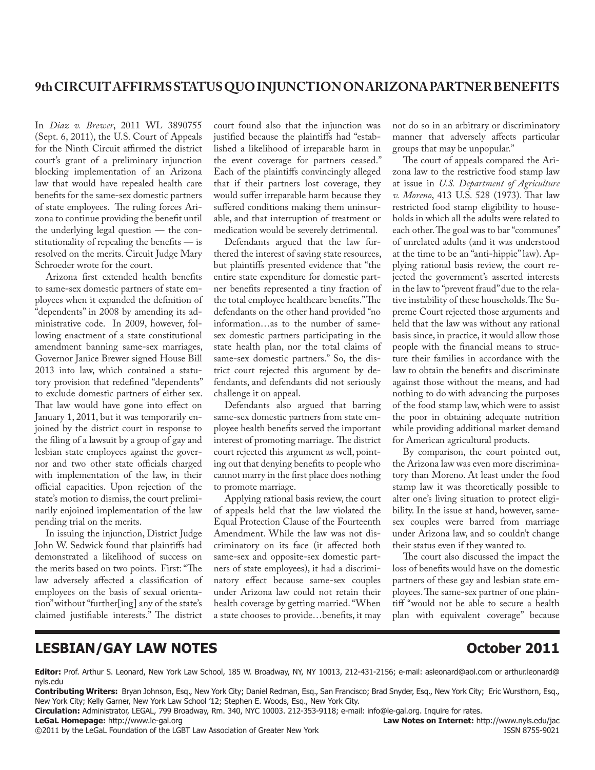## 9th CIRCUIT AFFIRMS STATUS QUO INJUNCTION ON ARIZONA PARTNER BENEFITS

In *Diaz v. Brewer*, 2011 WL 3890755 (Sept. 6, 2011), the U.S. Court of Appeals for the Ninth Circuit affirmed the district court's grant of a preliminary injunction blocking implementation of an Arizona law that would have repealed health care benefits for the same-sex domestic partners of state employees. The ruling forces Arizona to continue providing the benefit until the underlying legal question — the constitutionality of repealing the benefits — is resolved on the merits. Circuit Judge Mary Schroeder wrote for the court.

Arizona first extended health benefits to same-sex domestic partners of state employees when it expanded the definition of "dependents" in 2008 by amending its administrative code. In 2009, however, following enactment of a state constitutional amendment banning same-sex marriages, Governor Janice Brewer signed House Bill 2013 into law, which contained a statutory provision that redefined "dependents" to exclude domestic partners of either sex. That law would have gone into effect on January 1, 2011, but it was temporarily enjoined by the district court in response to the filing of a lawsuit by a group of gay and lesbian state employees against the governor and two other state officials charged with implementation of the law, in their official capacities. Upon rejection of the state's motion to dismiss, the court preliminarily enjoined implementation of the law pending trial on the merits.

In issuing the injunction, District Judge John W. Sedwick found that plaintiffs had demonstrated a likelihood of success on the merits based on two points. First: "The law adversely affected a classification of employees on the basis of sexual orientation" without "further[ing] any of the state's claimed justifiable interests." The district court found also that the injunction was justified because the plaintiffs had "established a likelihood of irreparable harm in the event coverage for partners ceased." Each of the plaintiffs convincingly alleged that if their partners lost coverage, they would suffer irreparable harm because they suffered conditions making them uninsurable, and that interruption of treatment or medication would be severely detrimental.

Defendants argued that the law furthered the interest of saving state resources, but plaintiffs presented evidence that "the entire state expenditure for domestic partner benefits represented a tiny fraction of the total employee healthcare benefits." The defendants on the other hand provided "no information…as to the number of same-sex domestic partners participating in the state health plan, nor the total claims of same-sex domestic partners." So, the district court rejected this argument by defendants, and defendants did not seriously challenge it on appeal.

Defendants also argued that barring same-sex domestic partners from state employee health benefits served the important interest of promoting marriage. The district court rejected this argument as well, pointing out that denying benefits to people who cannot marry in the first place does nothing to promote marriage.

Applying rational basis review, the court of appeals held that the law violated the Equal Protection Clause of the Fourteenth Amendment. While the law was not discriminatory on its face (it affected both same-sex and opposite-sex domestic partners of state employees), it had a discriminatory effect because same-sex couples under Arizona law could not retain their health coverage by getting married. "When a state chooses to provide…benefits, it may not do so in an arbitrary or discriminatory manner that adversely affects particular groups that may be unpopular."

The court of appeals compared the Arizona law to the restrictive food stamp law at issue in *U.S. Department of Agriculture v. Moreno*, 413 U.S. 528 (1973). That law restricted food stamp eligibility to households in which all the adults were related to each other. The goal was to bar "communes" of unrelated adults (and it was understood at the time to be an "anti-hippie" law). Applying rational basis review, the court rejected the government's asserted interests in the law to "prevent fraud" due to the relative instability of these households. The Supreme Court rejected those arguments and held that the law was without any rational basis since, in practice, it would allow those people with the financial means to structure their families in accordance with the law to obtain the benefits and discriminate against those without the means, and had nothing to do with advancing the purposes of the food stamp law, which were to assist the poor in obtaining adequate nutrition while providing additional market demand for American agricultural products.

By comparison, the court pointed out, the Arizona law was even more discriminatory than Moreno. At least under the food stamp law it was theoretically possible to alter one's living situation to protect eligibility. In the issue at hand, however, same-sex couples were barred from marriage under Arizona law, and so couldn't change their status even if they wanted to.

The court also discussed the impact the loss of benefits would have on the domestic partners of these gay and lesbian state employees. The same-sex partner of one plaintiff "would not be able to secure a health plan with equivalent coverage" because

## LESBIAN/GAY LAW NOTES — October 2011

**Editor:** Prof. Arthur S. Leonard, New York Law School, 185 W. Broadway, NY, NY 10013, 212-431-2156; e-mail: asleonard@aol.com or arthur.leonard@nyls.edu

**Contributing Writers:** Bryan Johnson, Esq., New York City; Daniel Redman, Esq., San Francisco; Brad Snyder, Esq., New York City; Eric Wursthorn, Esq., New York City; Kelly Garner, New York Law School '12; Stephen E. Woods, Esq., New York City.

**Circulation:** Administrator, LEGAL, 799 Broadway, Rm. 340, NYC 10003. 212-353-9118; e-mail: info@le-gal.org. Inquire for rates.

**LeGaL Homepage:** http://www.le-gal.org

**Law Notes on Internet:** http://www.nyls.edu/jac

©2011 by the LeGaL Foundation of the LGBT Law Association of Greater New York

ISSN 8755-9021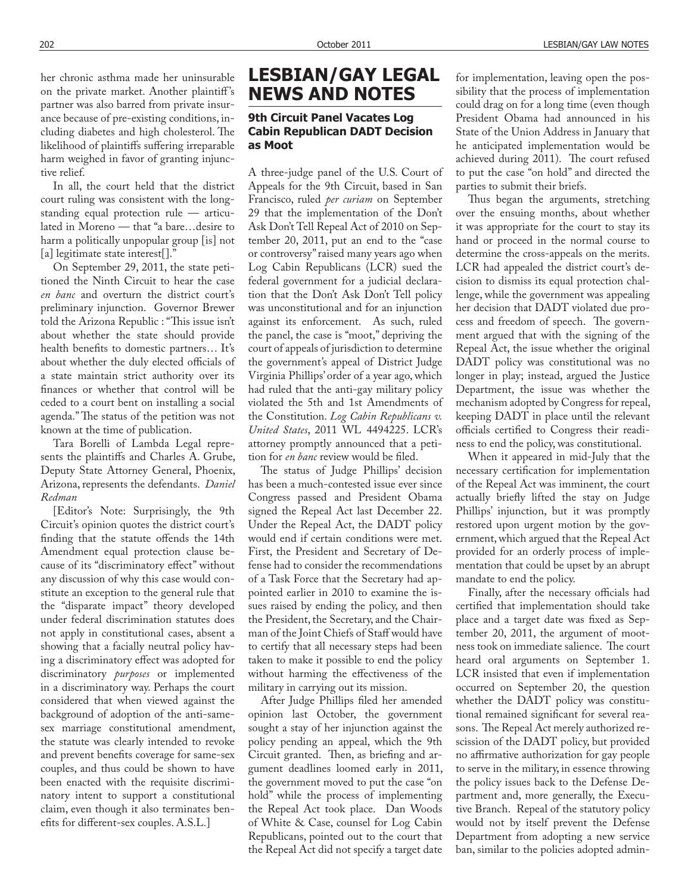her chronic asthma made her uninsurable on the private market. Another plaintiff's partner was also barred from private insurance because of pre-existing conditions, including diabetes and high cholesterol. The likelihood of plaintiffs suffering irreparable harm weighed in favor of granting injunctive relief.

In all, the court held that the district court ruling was consistent with the longstanding equal protection rule — articulated in Moreno — that "a bare…desire to harm a politically unpopular group [is] not [a] legitimate state interest[]."

On September 29, 2011, the state petitioned the Ninth Circuit to hear the case *en banc* and overturn the district court's preliminary injunction. Governor Brewer told the Arizona Republic : "This issue isn't about whether the state should provide health benefits to domestic partners… It's about whether the duly elected officials of a state maintain strict authority over its finances or whether that control will be ceded to a court bent on installing a social agenda." The status of the petition was not known at the time of publication.

Tara Borelli of Lambda Legal represents the plaintiffs and Charles A. Grube, Deputy State Attorney General, Phoenix, Arizona, represents the defendants. *Daniel Redman*

[Editor's Note: Surprisingly, the 9th Circuit's opinion quotes the district court's finding that the statute offends the 14th Amendment equal protection clause because of its "discriminatory effect" without any discussion of why this case would constitute an exception to the general rule that the "disparate impact" theory developed under federal discrimination statutes does not apply in constitutional cases, absent a showing that a facially neutral policy having a discriminatory effect was adopted for discriminatory *purposes* or implemented in a discriminatory way. Perhaps the court considered that when viewed against the background of adoption of the anti-same-sex marriage constitutional amendment, the statute was clearly intended to revoke and prevent benefits coverage for same-sex couples, and thus could be shown to have been enacted with the requisite discriminatory intent to support a constitutional claim, even though it also terminates benefits for different-sex couples. A.S.L.]

# LESBIAN/GAY LEGAL NEWS AND NOTES

## 9th Circuit Panel Vacates Log Cabin Republican DADT Decision as Moot

A three-judge panel of the U.S. Court of Appeals for the 9th Circuit, based in San Francisco, ruled *per curiam* on September 29 that the implementation of the Don't Ask Don't Tell Repeal Act of 2010 on September 20, 2011, put an end to the "case or controversy" raised many years ago when Log Cabin Republicans (LCR) sued the federal government for a judicial declaration that the Don't Ask Don't Tell policy was unconstitutional and for an injunction against its enforcement. As such, ruled the panel, the case is "moot," depriving the court of appeals of jurisdiction to determine the government's appeal of District Judge Virginia Phillips' order of a year ago, which had ruled that the anti-gay military policy violated the 5th and 1st Amendments of the Constitution. *Log Cabin Republicans v. United States*, 2011 WL 4494225. LCR's attorney promptly announced that a petition for *en banc* review would be filed.

The status of Judge Phillips' decision has been a much-contested issue ever since Congress passed and President Obama signed the Repeal Act last December 22. Under the Repeal Act, the DADT policy would end if certain conditions were met. First, the President and Secretary of Defense had to consider the recommendations of a Task Force that the Secretary had appointed earlier in 2010 to examine the issues raised by ending the policy, and then the President, the Secretary, and the Chairman of the Joint Chiefs of Staff would have to certify that all necessary steps had been taken to make it possible to end the policy without harming the effectiveness of the military in carrying out its mission.

After Judge Phillips filed her amended opinion last October, the government sought a stay of her injunction against the policy pending an appeal, which the 9th Circuit granted. Then, as briefing and argument deadlines loomed early in 2011, the government moved to put the case "on hold" while the process of implementing the Repeal Act took place. Dan Woods of White & Case, counsel for Log Cabin Republicans, pointed out to the court that the Repeal Act did not specify a target date for implementation, leaving open the possibility that the process of implementation could drag on for a long time (even though President Obama had announced in his State of the Union Address in January that he anticipated implementation would be achieved during 2011). The court refused to put the case "on hold" and directed the parties to submit their briefs.

Thus began the arguments, stretching over the ensuing months, about whether it was appropriate for the court to stay its hand or proceed in the normal course to determine the cross-appeals on the merits. LCR had appealed the district court's decision to dismiss its equal protection challenge, while the government was appealing her decision that DADT violated due process and freedom of speech. The government argued that with the signing of the Repeal Act, the issue whether the original DADT policy was constitutional was no longer in play; instead, argued the Justice Department, the issue was whether the mechanism adopted by Congress for repeal, keeping DADT in place until the relevant officials certified to Congress their readiness to end the policy, was constitutional.

When it appeared in mid-July that the necessary certification for implementation of the Repeal Act was imminent, the court actually briefly lifted the stay on Judge Phillips' injunction, but it was promptly restored upon urgent motion by the government, which argued that the Repeal Act provided for an orderly process of implementation that could be upset by an abrupt mandate to end the policy.

Finally, after the necessary officials had certified that implementation should take place and a target date was fixed as September 20, 2011, the argument of mootness took on immediate salience. The court heard oral arguments on September 1. LCR insisted that even if implementation occurred on September 20, the question whether the DADT policy was constitutional remained significant for several reasons. The Repeal Act merely authorized rescission of the DADT policy, but provided no affirmative authorization for gay people to serve in the military, in essence throwing the policy issues back to the Defense Department and, more generally, the Executive Branch. Repeal of the statutory policy would not by itself prevent the Defense Department from adopting a new service ban, similar to the policies adopted admin-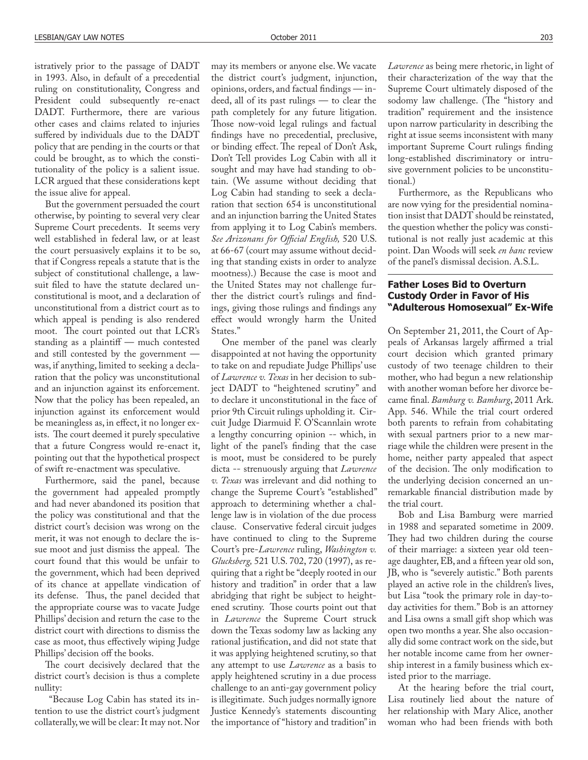istratively prior to the passage of DADT in 1993. Also, in default of a precedential ruling on constitutionality, Congress and President could subsequently re-enact DADT. Furthermore, there are various other cases and claims related to injuries suffered by individuals due to the DADT policy that are pending in the courts or that could be brought, as to which the constitutionality of the policy is a salient issue. LCR argued that these considerations kept the issue alive for appeal.

But the government persuaded the court otherwise, by pointing to several very clear Supreme Court precedents. It seems very well established in federal law, or at least the court persuasively explains it to be so, that if Congress repeals a statute that is the subject of constitutional challenge, a lawsuit filed to have the statute declared unconstitutional is moot, and a declaration of unconstitutional from a district court as to which appeal is pending is also rendered moot. The court pointed out that LCR's standing as a plaintiff — much contested and still contested by the government — was, if anything, limited to seeking a declaration that the policy was unconstitutional and an injunction against its enforcement. Now that the policy has been repealed, an injunction against its enforcement would be meaningless as, in effect, it no longer exists. The court deemed it purely speculative that a future Congress would re-enact it, pointing out that the hypothetical prospect of swift re-enactment was speculative.

Furthermore, said the panel, because the government had appealed promptly and had never abandoned its position that the policy was constitutional and that the district court's decision was wrong on the merit, it was not enough to declare the issue moot and just dismiss the appeal. The court found that this would be unfair to the government, which had been deprived of its chance at appellate vindication of its defense. Thus, the panel decided that the appropriate course was to vacate Judge Phillips' decision and return the case to the district court with directions to dismiss the case as moot, thus effectively wiping Judge Phillips' decision off the books.

The court decisively declared that the district court's decision is thus a complete nullity:

"Because Log Cabin has stated its intention to use the district court's judgment collaterally, we will be clear: It may not. Nor may its members or anyone else. We vacate the district court's judgment, injunction, opinions, orders, and factual findings — indeed, all of its past rulings — to clear the path completely for any future litigation. Those now-void legal rulings and factual findings have no precedential, preclusive, or binding effect. The repeal of Don't Ask, Don't Tell provides Log Cabin with all it sought and may have had standing to obtain. (We assume without deciding that Log Cabin had standing to seek a declaration that section 654 is unconstitutional and an injunction barring the United States from applying it to Log Cabin's members. *See Arizonans for Official English,* 520 U.S. at 66-67 (court may assume without deciding that standing exists in order to analyze mootness).) Because the case is moot and the United States may not challenge further the district court's rulings and findings, giving those rulings and findings any effect would wrongly harm the United States."

One member of the panel was clearly disappointed at not having the opportunity to take on and repudiate Judge Phillips' use of *Lawrence v. Texas* in her decision to subject DADT to "heightened scrutiny" and to declare it unconstitutional in the face of prior 9th Circuit rulings upholding it. Circuit Judge Diarmuid F. O'Scannlain wrote a lengthy concurring opinion -- which, in light of the panel's finding that the case is moot, must be considered to be purely dicta -- strenuously arguing that *Lawrence v. Texas* was irrelevant and did nothing to change the Supreme Court's "established" approach to determining whether a challenge law is in violation of the due process clause. Conservative federal circuit judges have continued to cling to the Supreme Court's pre-*Lawrence* ruling, *Washington v. Glucksberg,* 521 U.S. 702, 720 (1997), as requiring that a right be "deeply rooted in our history and tradition" in order that a law abridging that right be subject to heightened scrutiny. Those courts point out that in *Lawrence* the Supreme Court struck down the Texas sodomy law as lacking any rational justification, and did not state that it was applying heightened scrutiny, so that any attempt to use *Lawrence* as a basis to apply heightened scrutiny in a due process challenge to an anti-gay government policy is illegitimate. Such judges normally ignore Justice Kennedy's statements discounting the importance of "history and tradition" in *Lawrence* as being mere rhetoric, in light of their characterization of the way that the Supreme Court ultimately disposed of the sodomy law challenge. (The "history and tradition" requirement and the insistence upon narrow particularity in describing the right at issue seems inconsistent with many important Supreme Court rulings finding long-established discriminatory or intrusive government policies to be unconstitutional.)

Furthermore, as the Republicans who are now vying for the presidential nomination insist that DADT should be reinstated, the question whether the policy was constitutional is not really just academic at this point. Dan Woods will seek *en banc* review of the panel's dismissal decision. A.S.L.

## Father Loses Bid to Overturn Custody Order in Favor of His "Adulterous Homosexual" Ex-Wife

On September 21, 2011, the Court of Appeals of Arkansas largely affirmed a trial court decision which granted primary custody of two teenage children to their mother, who had begun a new relationship with another woman before her divorce became final. *Bamburg v. Bamburg*, 2011 Ark. App. 546. While the trial court ordered both parents to refrain from cohabitating with sexual partners prior to a new marriage while the children were present in the home, neither party appealed that aspect of the decision. The only modification to the underlying decision concerned an unremarkable financial distribution made by the trial court.

Bob and Lisa Bamburg were married in 1988 and separated sometime in 2009. They had two children during the course of their marriage: a sixteen year old teenage daughter, EB, and a fifteen year old son, JB, who is "severely autistic." Both parents played an active role in the children's lives, but Lisa "took the primary role in day-to-day activities for them." Bob is an attorney and Lisa owns a small gift shop which was open two months a year. She also occasionally did some contract work on the side, but her notable income came from her ownership interest in a family business which existed prior to the marriage.

At the hearing before the trial court, Lisa routinely lied about the nature of her relationship with Mary Alice, another woman who had been friends with both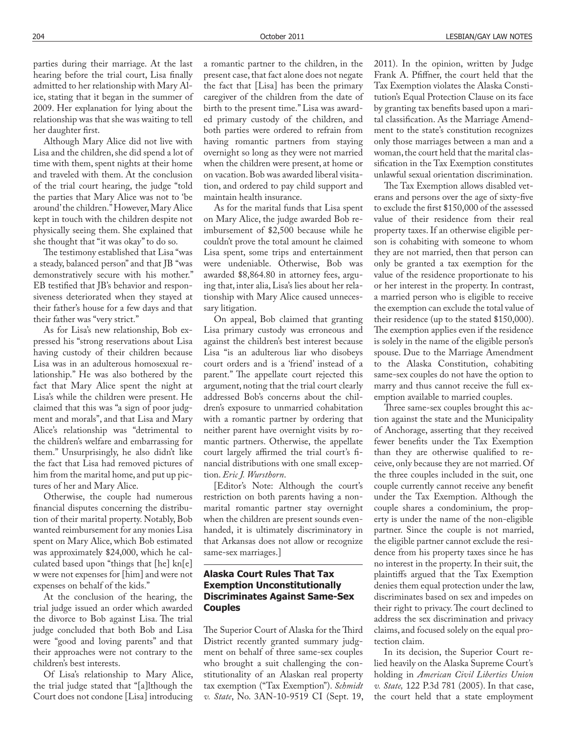parties during their marriage. At the last hearing before the trial court, Lisa finally admitted to her relationship with Mary Alice, stating that it began in the summer of 2009. Her explanation for lying about the relationship was that she was waiting to tell her daughter first.

Although Mary Alice did not live with Lisa and the children, she did spend a lot of time with them, spent nights at their home and traveled with them. At the conclusion of the trial court hearing, the judge "told the parties that Mary Alice was not to 'be around' the children." However, Mary Alice kept in touch with the children despite not physically seeing them. She explained that she thought that "it was okay" to do so.

The testimony established that Lisa "was a steady, balanced person" and that JB "was demonstratively secure with his mother." EB testified that JB's behavior and responsiveness deteriorated when they stayed at their father's house for a few days and that their father was "very strict."

As for Lisa's new relationship, Bob expressed his "strong reservations about Lisa having custody of their children because Lisa was in an adulterous homosexual relationship." He was also bothered by the fact that Mary Alice spent the night at Lisa's while the children were present. He claimed that this was "a sign of poor judgment and morals", and that Lisa and Mary Alice's relationship was "detrimental to the children's welfare and embarrassing for them." Unsurprisingly, he also didn't like the fact that Lisa had removed pictures of him from the marital home, and put up pictures of her and Mary Alice.

Otherwise, the couple had numerous financial disputes concerning the distribution of their marital property. Notably, Bob wanted reimbursement for any monies Lisa spent on Mary Alice, which Bob estimated was approximately $24,000, which he calculated based upon "things that [he] kn[e]w were not expenses for [him] and were not expenses on behalf of the kids."

At the conclusion of the hearing, the trial judge issued an order which awarded the divorce to Bob against Lisa. The trial judge concluded that both Bob and Lisa were "good and loving parents" and that their approaches were not contrary to the children's best interests.

Of Lisa's relationship to Mary Alice, the trial judge stated that "[a]lthough the Court does not condone [Lisa] introducing a romantic partner to the children, in the present case, that fact alone does not negate the fact that [Lisa] has been the primary caregiver of the children from the date of birth to the present time." Lisa was awarded primary custody of the children, and both parties were ordered to refrain from having romantic partners from staying overnight so long as they were not married when the children were present, at home or on vacation. Bob was awarded liberal visitation, and ordered to pay child support and maintain health insurance.

As for the marital funds that Lisa spent on Mary Alice, the judge awarded Bob reimbursement of $2,500 because while he couldn't prove the total amount he claimed Lisa spent, some trips and entertainment were undeniable. Otherwise, Bob was awarded $8,864.80 in attorney fees, arguing that, inter alia, Lisa's lies about her relationship with Mary Alice caused unnecessary litigation.

On appeal, Bob claimed that granting Lisa primary custody was erroneous and against the children's best interest because Lisa "is an adulterous liar who disobeys court orders and is a 'friend' instead of a parent." The appellate court rejected this argument, noting that the trial court clearly addressed Bob's concerns about the children's exposure to unmarried cohabitation with a romantic partner by ordering that neither parent have overnight visits by romantic partners. Otherwise, the appellate court largely affirmed the trial court's financial distributions with one small exception. *Eric J. Wursthorn*.

[Editor's Note: Although the court's restriction on both parents having a nonmarital romantic partner stay overnight when the children are present sounds even-handed, it is ultimately discriminatory in that Arkansas does not allow or recognize same-sex marriages.]

### Alaska Court Rules That Tax Exemption Unconstitutionally Discriminates Against Same-Sex Couples

The Superior Court of Alaska for the Third District recently granted summary judgment on behalf of three same-sex couples who brought a suit challenging the constitutionality of an Alaskan real property tax exemption ("Tax Exemption"). *Schmidt v. State*, No. 3AN-10-9519 CI (Sept. 19, 2011). In the opinion, written by Judge Frank A. Pfiffner, the court held that the Tax Exemption violates the Alaska Constitution's Equal Protection Clause on its face by granting tax benefits based upon a marital classification. As the Marriage Amendment to the state's constitution recognizes only those marriages between a man and a woman, the court held that the marital classification in the Tax Exemption constitutes unlawful sexual orientation discrimination.

The Tax Exemption allows disabled veterans and persons over the age of sixty-five to exclude the first $150,000 of the assessed value of their residence from their real property taxes. If an otherwise eligible person is cohabiting with someone to whom they are not married, then that person can only be granted a tax exemption for the value of the residence proportionate to his or her interest in the property. In contrast, a married person who is eligible to receive the exemption can exclude the total value of their residence (up to the stated $150,000). The exemption applies even if the residence is solely in the name of the eligible person's spouse. Due to the Marriage Amendment to the Alaska Constitution, cohabiting same-sex couples do not have the option to marry and thus cannot receive the full exemption available to married couples.

Three same-sex couples brought this action against the state and the Municipality of Anchorage, asserting that they received fewer benefits under the Tax Exemption than they are otherwise qualified to receive, only because they are not married. Of the three couples included in the suit, one couple currently cannot receive any benefit under the Tax Exemption. Although the couple shares a condominium, the property is under the name of the non-eligible partner. Since the couple is not married, the eligible partner cannot exclude the residence from his property taxes since he has no interest in the property. In their suit, the plaintiffs argued that the Tax Exemption denies them equal protection under the law, discriminates based on sex and impedes on their right to privacy. The court declined to address the sex discrimination and privacy claims, and focused solely on the equal protection claim.

In its decision, the Superior Court relied heavily on the Alaska Supreme Court's holding in *American Civil Liberties Union v. State,* 122 P.3d 781 (2005). In that case, the court held that a state employment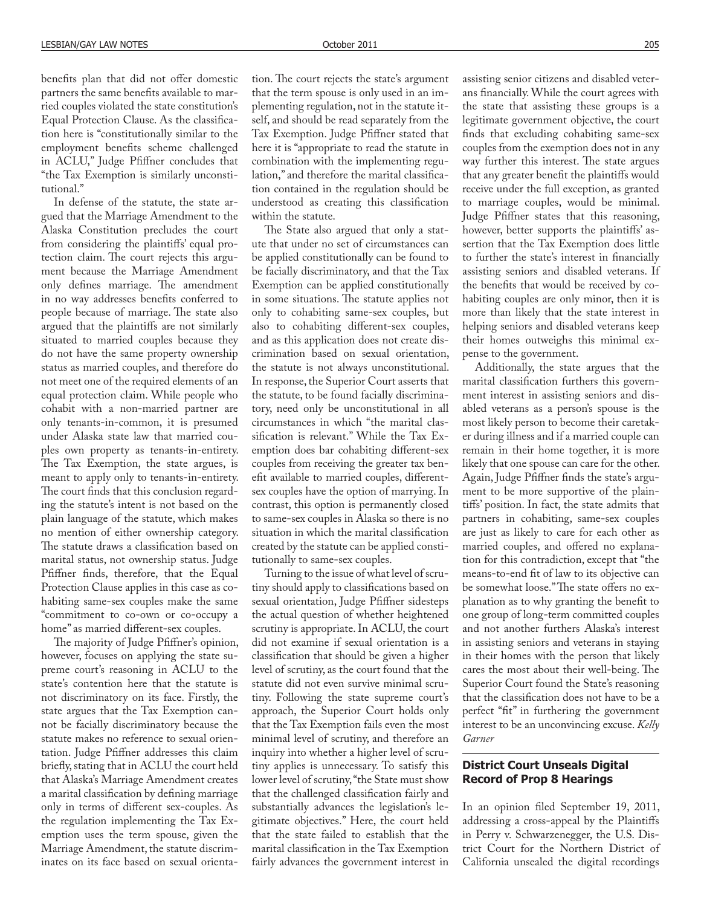benefits plan that did not offer domestic partners the same benefits available to married couples violated the state constitution's Equal Protection Clause. As the classification here is "constitutionally similar to the employment benefits scheme challenged in ACLU," Judge Pfiffner concludes that "the Tax Exemption is similarly unconstitutional."

In defense of the statute, the state argued that the Marriage Amendment to the Alaska Constitution precludes the court from considering the plaintiffs' equal protection claim. The court rejects this argument because the Marriage Amendment only defines marriage. The amendment in no way addresses benefits conferred to people because of marriage. The state also argued that the plaintiffs are not similarly situated to married couples because they do not have the same property ownership status as married couples, and therefore do not meet one of the required elements of an equal protection claim. While people who cohabit with a non-married partner are only tenants-in-common, it is presumed under Alaska state law that married couples own property as tenants-in-entirety. The Tax Exemption, the state argues, is meant to apply only to tenants-in-entirety. The court finds that this conclusion regarding the statute's intent is not based on the plain language of the statute, which makes no mention of either ownership category. The statute draws a classification based on marital status, not ownership status. Judge Pfiffner finds, therefore, that the Equal Protection Clause applies in this case as cohabiting same-sex couples make the same "commitment to co-own or co-occupy a home" as married different-sex couples.

The majority of Judge Pfiffner's opinion, however, focuses on applying the state supreme court's reasoning in ACLU to the state's contention here that the statute is not discriminatory on its face. Firstly, the state argues that the Tax Exemption cannot be facially discriminatory because the statute makes no reference to sexual orientation. Judge Pfiffner addresses this claim briefly, stating that in ACLU the court held that Alaska's Marriage Amendment creates a marital classification by defining marriage only in terms of different sex-couples. As the regulation implementing the Tax Exemption uses the term spouse, given the Marriage Amendment, the statute discriminates on its face based on sexual orientation. The court rejects the state's argument that the term spouse is only used in an implementing regulation, not in the statute itself, and should be read separately from the Tax Exemption. Judge Pfiffner stated that here it is "appropriate to read the statute in combination with the implementing regulation," and therefore the marital classification contained in the regulation should be understood as creating this classification within the statute.

The State also argued that only a statute that under no set of circumstances can be applied constitutionally can be found to be facially discriminatory, and that the Tax Exemption can be applied constitutionally in some situations. The statute applies not only to cohabiting same-sex couples, but also to cohabiting different-sex couples, and as this application does not create discrimination based on sexual orientation, the statute is not always unconstitutional. In response, the Superior Court asserts that the statute, to be found facially discriminatory, need only be unconstitutional in all circumstances in which "the marital classification is relevant." While the Tax Exemption does bar cohabiting different-sex couples from receiving the greater tax benefit available to married couples, different-sex couples have the option of marrying. In contrast, this option is permanently closed to same-sex couples in Alaska so there is no situation in which the marital classification created by the statute can be applied constitutionally to same-sex couples.

Turning to the issue of what level of scrutiny should apply to classifications based on sexual orientation, Judge Pfiffner sidesteps the actual question of whether heightened scrutiny is appropriate. In ACLU, the court did not examine if sexual orientation is a classification that should be given a higher level of scrutiny, as the court found that the statute did not even survive minimal scrutiny. Following the state supreme court's approach, the Superior Court holds only that the Tax Exemption fails even the most minimal level of scrutiny, and therefore an inquiry into whether a higher level of scrutiny applies is unnecessary. To satisfy this lower level of scrutiny, "the State must show that the challenged classification fairly and substantially advances the legislation's legitimate objectives." Here, the court held that the state failed to establish that the marital classification in the Tax Exemption fairly advances the government interest in assisting senior citizens and disabled veterans financially. While the court agrees with the state that assisting these groups is a legitimate government objective, the court finds that excluding cohabiting same-sex couples from the exemption does not in any way further this interest. The state argues that any greater benefit the plaintiffs would receive under the full exception, as granted to marriage couples, would be minimal. Judge Pfiffner states that this reasoning, however, better supports the plaintiffs' assertion that the Tax Exemption does little to further the state's interest in financially assisting seniors and disabled veterans. If the benefits that would be received by cohabiting couples are only minor, then it is more than likely that the state interest in helping seniors and disabled veterans keep their homes outweighs this minimal expense to the government.

Additionally, the state argues that the marital classification furthers this government interest in assisting seniors and disabled veterans as a person's spouse is the most likely person to become their caretaker during illness and if a married couple can remain in their home together, it is more likely that one spouse can care for the other. Again, Judge Pfiffner finds the state's argument to be more supportive of the plaintiffs' position. In fact, the state admits that partners in cohabiting, same-sex couples are just as likely to care for each other as married couples, and offered no explanation for this contradiction, except that "the means-to-end fit of law to its objective can be somewhat loose." The state offers no explanation as to why granting the benefit to one group of long-term committed couples and not another furthers Alaska's interest in assisting seniors and veterans in staying in their homes with the person that likely cares the most about their well-being. The Superior Court found the State's reasoning that the classification does not have to be a perfect "fit" in furthering the government interest to be an unconvincing excuse. *Kelly Garner*

## District Court Unseals Digital Record of Prop 8 Hearings

In an opinion filed September 19, 2011, addressing a cross-appeal by the Plaintiffs in Perry v. Schwarzenegger, the U.S. District Court for the Northern District of California unsealed the digital recordings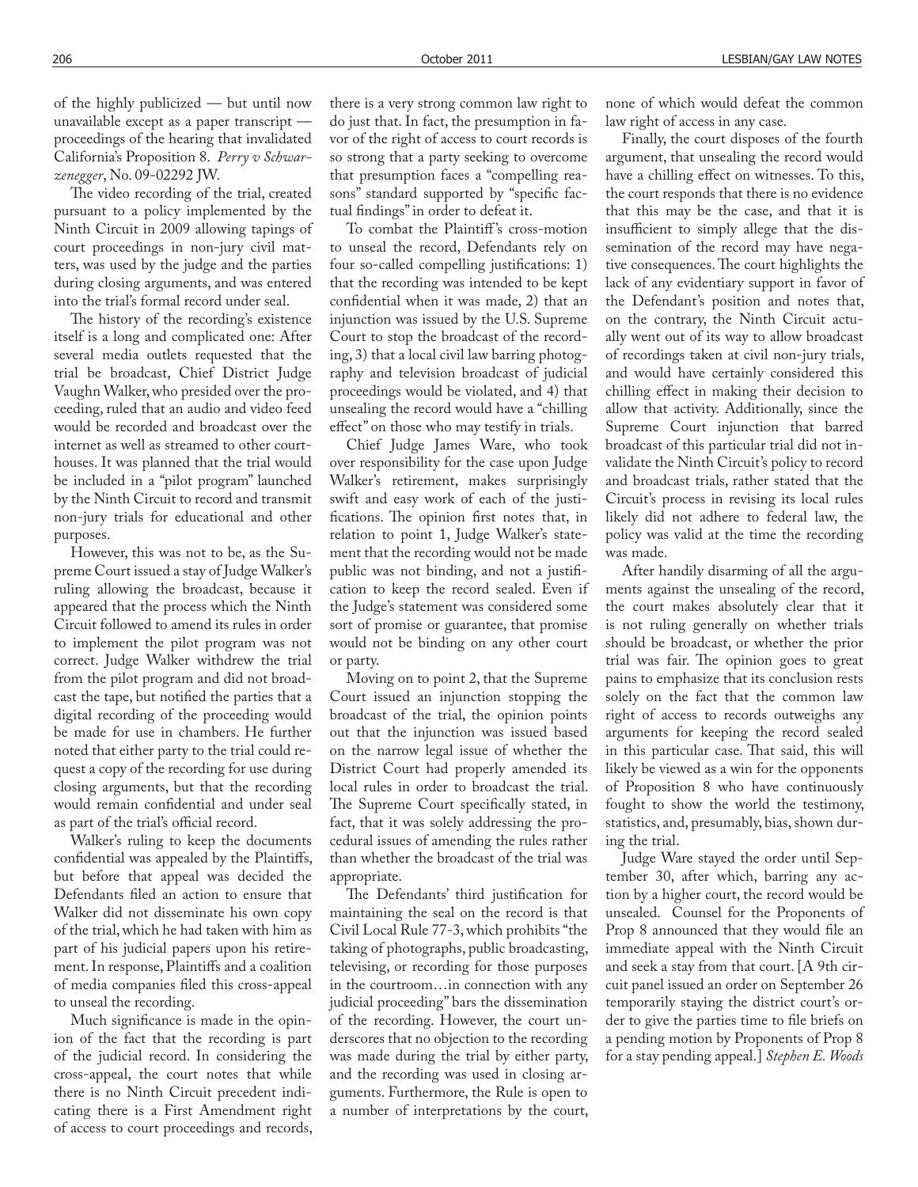of the highly publicized — but until now unavailable except as a paper transcript — proceedings of the hearing that invalidated California's Proposition 8. *Perry v Schwarzenegger*, No. 09-02292 JW.

The video recording of the trial, created pursuant to a policy implemented by the Ninth Circuit in 2009 allowing tapings of court proceedings in non-jury civil matters, was used by the judge and the parties during closing arguments, and was entered into the trial's formal record under seal.

The history of the recording's existence itself is a long and complicated one: After several media outlets requested that the trial be broadcast, Chief District Judge Vaughn Walker, who presided over the proceeding, ruled that an audio and video feed would be recorded and broadcast over the internet as well as streamed to other courthouses. It was planned that the trial would be included in a "pilot program" launched by the Ninth Circuit to record and transmit non-jury trials for educational and other purposes.

However, this was not to be, as the Supreme Court issued a stay of Judge Walker's ruling allowing the broadcast, because it appeared that the process which the Ninth Circuit followed to amend its rules in order to implement the pilot program was not correct. Judge Walker withdrew the trial from the pilot program and did not broadcast the tape, but notified the parties that a digital recording of the proceeding would be made for use in chambers. He further noted that either party to the trial could request a copy of the recording for use during closing arguments, but that the recording would remain confidential and under seal as part of the trial's official record.

Walker's ruling to keep the documents confidential was appealed by the Plaintiffs, but before that appeal was decided the Defendants filed an action to ensure that Walker did not disseminate his own copy of the trial, which he had taken with him as part of his judicial papers upon his retirement. In response, Plaintiffs and a coalition of media companies filed this cross-appeal to unseal the recording.

Much significance is made in the opinion of the fact that the recording is part of the judicial record. In considering the cross-appeal, the court notes that while there is no Ninth Circuit precedent indicating there is a First Amendment right of access to court proceedings and records, there is a very strong common law right to do just that. In fact, the presumption in favor of the right of access to court records is so strong that a party seeking to overcome that presumption faces a "compelling reasons" standard supported by "specific factual findings" in order to defeat it.

To combat the Plaintiff's cross-motion to unseal the record, Defendants rely on four so-called compelling justifications: 1) that the recording was intended to be kept confidential when it was made, 2) that an injunction was issued by the U.S. Supreme Court to stop the broadcast of the recording, 3) that a local civil law barring photography and television broadcast of judicial proceedings would be violated, and 4) that unsealing the record would have a "chilling effect" on those who may testify in trials.

Chief Judge James Ware, who took over responsibility for the case upon Judge Walker's retirement, makes surprisingly swift and easy work of each of the justifications. The opinion first notes that, in relation to point 1, Judge Walker's statement that the recording would not be made public was not binding, and not a justification to keep the record sealed. Even if the Judge's statement was considered some sort of promise or guarantee, that promise would not be binding on any other court or party.

Moving on to point 2, that the Supreme Court issued an injunction stopping the broadcast of the trial, the opinion points out that the injunction was issued based on the narrow legal issue of whether the District Court had properly amended its local rules in order to broadcast the trial. The Supreme Court specifically stated, in fact, that it was solely addressing the procedural issues of amending the rules rather than whether the broadcast of the trial was appropriate.

The Defendants' third justification for maintaining the seal on the record is that Civil Local Rule 77-3, which prohibits "the taking of photographs, public broadcasting, televising, or recording for those purposes in the courtroom…in connection with any judicial proceeding" bars the dissemination of the recording. However, the court underscores that no objection to the recording was made during the trial by either party, and the recording was used in closing arguments. Furthermore, the Rule is open to a number of interpretations by the court, none of which would defeat the common law right of access in any case.

Finally, the court disposes of the fourth argument, that unsealing the record would have a chilling effect on witnesses. To this, the court responds that there is no evidence that this may be the case, and that it is insufficient to simply allege that the dissemination of the record may have negative consequences. The court highlights the lack of any evidentiary support in favor of the Defendant's position and notes that, on the contrary, the Ninth Circuit actually went out of its way to allow broadcast of recordings taken at civil non-jury trials, and would have certainly considered this chilling effect in making their decision to allow that activity. Additionally, since the Supreme Court injunction that barred broadcast of this particular trial did not invalidate the Ninth Circuit's policy to record and broadcast trials, rather stated that the Circuit's process in revising its local rules likely did not adhere to federal law, the policy was valid at the time the recording was made.

After handily disarming of all the arguments against the unsealing of the record, the court makes absolutely clear that it is not ruling generally on whether trials should be broadcast, or whether the prior trial was fair. The opinion goes to great pains to emphasize that its conclusion rests solely on the fact that the common law right of access to records outweighs any arguments for keeping the record sealed in this particular case. That said, this will likely be viewed as a win for the opponents of Proposition 8 who have continuously fought to show the world the testimony, statistics, and, presumably, bias, shown during the trial.

Judge Ware stayed the order until September 30, after which, barring any action by a higher court, the record would be unsealed. Counsel for the Proponents of Prop 8 announced that they would file an immediate appeal with the Ninth Circuit and seek a stay from that court. [A 9th circuit panel issued an order on September 26 temporarily staying the district court's order to give the parties time to file briefs on a pending motion by Proponents of Prop 8 for a stay pending appeal.] *Stephen E. Woods*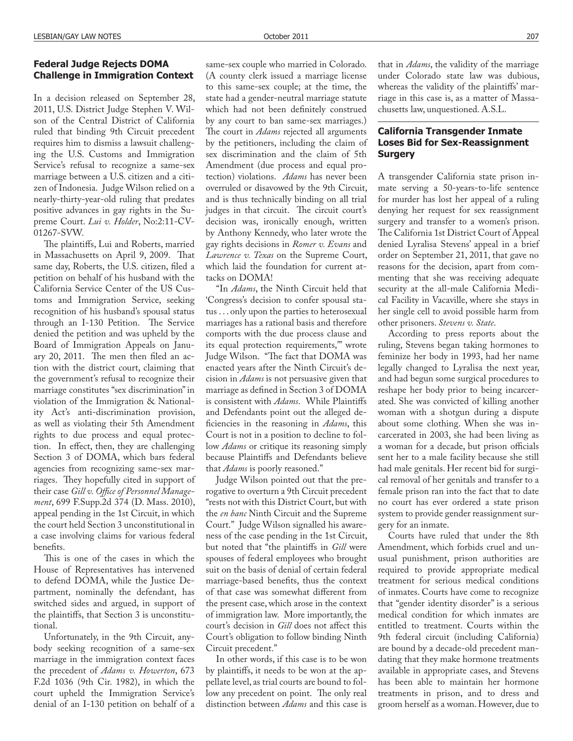### Federal Judge Rejects DOMA Challenge in Immigration Context

In a decision released on September 28, 2011, U.S. District Judge Stephen V. Wilson of the Central District of California ruled that binding 9th Circuit precedent requires him to dismiss a lawsuit challenging the U.S. Customs and Immigration Service's refusal to recognize a same-sex marriage between a U.S. citizen and a citizen of Indonesia. Judge Wilson relied on a nearly-thirty-year-old ruling that predates positive advances in gay rights in the Supreme Court. *Lui v. Holder*, No:2:11-CV-01267-SVW.

The plaintiffs, Lui and Roberts, married in Massachusetts on April 9, 2009. That same day, Roberts, the U.S. citizen, filed a petition on behalf of his husband with the California Service Center of the US Customs and Immigration Service, seeking recognition of his husband's spousal status through an I-130 Petition. The Service denied the petition and was upheld by the Board of Immigration Appeals on January 20, 2011. The men then filed an action with the district court, claiming that the government's refusal to recognize their marriage constitutes "sex discrimination" in violation of the Immigration & Nationality Act's anti-discrimination provision, as well as violating their 5th Amendment rights to due process and equal protection. In effect, then, they are challenging Section 3 of DOMA, which bars federal agencies from recognizing same-sex marriages. They hopefully cited in support of their case *Gill v. Office of Personnel Management*, 699 F.Supp.2d 374 (D. Mass. 2010), appeal pending in the 1st Circuit, in which the court held Section 3 unconstitutional in a case involving claims for various federal benefits.

This is one of the cases in which the House of Representatives has intervened to defend DOMA, while the Justice Department, nominally the defendant, has switched sides and argued, in support of the plaintiffs, that Section 3 is unconstitutional.

Unfortunately, in the 9th Circuit, anybody seeking recognition of a same-sex marriage in the immigration context faces the precedent of *Adams v. Howerton*, 673 F.2d 1036 (9th Cir. 1982), in which the court upheld the Immigration Service's denial of an I-130 petition on behalf of a same-sex couple who married in Colorado. (A county clerk issued a marriage license to this same-sex couple; at the time, the state had a gender-neutral marriage statute which had not been definitely construed by any court to ban same-sex marriages.) The court in *Adams* rejected all arguments by the petitioners, including the claim of sex discrimination and the claim of 5th Amendment (due process and equal protection) violations. *Adams* has never been overruled or disavowed by the 9th Circuit, and is thus technically binding on all trial judges in that circuit. The circuit court's decision was, ironically enough, written by Anthony Kennedy, who later wrote the gay rights decisions in *Romer v. Evans* and *Lawrence v. Texas* on the Supreme Court, which laid the foundation for current attacks on DOMA!

"In *Adams*, the Ninth Circuit held that 'Congress's decision to confer spousal status . . . only upon the parties to heterosexual marriages has a rational basis and therefore comports with the due process clause and its equal protection requirements,'" wrote Judge Wilson. "The fact that DOMA was enacted years after the Ninth Circuit's decision in *Adams* is not persuasive given that marriage as defined in Section 3 of DOMA is consistent with *Adams*. While Plaintiffs and Defendants point out the alleged deficiencies in the reasoning in *Adams*, this Court is not in a position to decline to follow *Adams* or critique its reasoning simply because Plaintiffs and Defendants believe that *Adams* is poorly reasoned."

Judge Wilson pointed out that the prerogative to overturn a 9th Circuit precedent "rests not with this District Court, but with the *en banc* Ninth Circuit and the Supreme Court." Judge Wilson signalled his awareness of the case pending in the 1st Circuit, but noted that "the plaintiffs in *Gill* were spouses of federal employees who brought suit on the basis of denial of certain federal marriage-based benefits, thus the context of that case was somewhat different from the present case, which arose in the context of immigration law. More importantly, the court's decision in *Gill* does not affect this Court's obligation to follow binding Ninth Circuit precedent."

In other words, if this case is to be won by plaintiffs, it needs to be won at the appellate level, as trial courts are bound to follow any precedent on point. The only real distinction between *Adams* and this case is that in *Adams*, the validity of the marriage under Colorado state law was dubious, whereas the validity of the plaintiffs' marriage in this case is, as a matter of Massachusetts law, unquestioned. A.S.L.

### California Transgender Inmate Loses Bid for Sex-Reassignment Surgery

A transgender California state prison inmate serving a 50-years-to-life sentence for murder has lost her appeal of a ruling denying her request for sex reassignment surgery and transfer to a women's prison. The California 1st District Court of Appeal denied Lyralisa Stevens' appeal in a brief order on September 21, 2011, that gave no reasons for the decision, apart from commenting that she was receiving adequate security at the all-male California Medical Facility in Vacaville, where she stays in her single cell to avoid possible harm from other prisoners. *Stevens v. State*.

According to press reports about the ruling, Stevens began taking hormones to feminize her body in 1993, had her name legally changed to Lyralisa the next year, and had begun some surgical procedures to reshape her body prior to being incarcerated. She was convicted of killing another woman with a shotgun during a dispute about some clothing. When she was incarcerated in 2003, she had been living as a woman for a decade, but prison officials sent her to a male facility because she still had male genitals. Her recent bid for surgical removal of her genitals and transfer to a female prison ran into the fact that to date no court has ever ordered a state prison system to provide gender reassignment surgery for an inmate.

Courts have ruled that under the 8th Amendment, which forbids cruel and unusual punishment, prison authorities are required to provide appropriate medical treatment for serious medical conditions of inmates. Courts have come to recognize that "gender identity disorder" is a serious medical condition for which inmates are entitled to treatment. Courts within the 9th federal circuit (including California) are bound by a decade-old precedent mandating that they make hormone treatments available in appropriate cases, and Stevens has been able to maintain her hormone treatments in prison, and to dress and groom herself as a woman. However, due to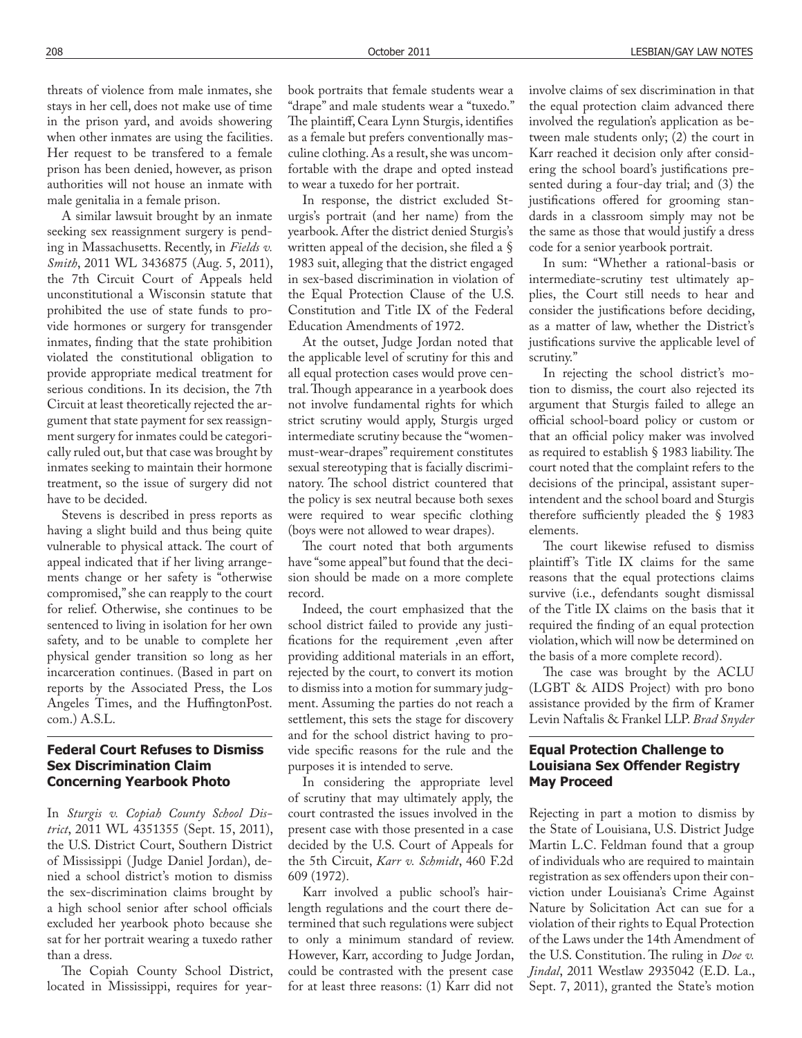threats of violence from male inmates, she stays in her cell, does not make use of time in the prison yard, and avoids showering when other inmates are using the facilities. Her request to be transfered to a female prison has been denied, however, as prison authorities will not house an inmate with male genitalia in a female prison.

A similar lawsuit brought by an inmate seeking sex reassignment surgery is pending in Massachusetts. Recently, in *Fields v. Smith*, 2011 WL 3436875 (Aug. 5, 2011), the 7th Circuit Court of Appeals held unconstitutional a Wisconsin statute that prohibited the use of state funds to provide hormones or surgery for transgender inmates, finding that the state prohibition violated the constitutional obligation to provide appropriate medical treatment for serious conditions. In its decision, the 7th Circuit at least theoretically rejected the argument that state payment for sex reassignment surgery for inmates could be categorically ruled out, but that case was brought by inmates seeking to maintain their hormone treatment, so the issue of surgery did not have to be decided.

Stevens is described in press reports as having a slight build and thus being quite vulnerable to physical attack. The court of appeal indicated that if her living arrangements change or her safety is "otherwise compromised," she can reapply to the court for relief. Otherwise, she continues to be sentenced to living in isolation for her own safety, and to be unable to complete her physical gender transition so long as her incarceration continues. (Based in part on reports by the Associated Press, the Los Angeles Times, and the HuffingtonPost.com.) A.S.L.

## Federal Court Refuses to Dismiss Sex Discrimination Claim Concerning Yearbook Photo

In *Sturgis v. Copiah County School District*, 2011 WL 4351355 (Sept. 15, 2011), the U.S. District Court, Southern District of Mississippi (Judge Daniel Jordan), denied a school district's motion to dismiss the sex-discrimination claims brought by a high school senior after school officials excluded her yearbook photo because she sat for her portrait wearing a tuxedo rather than a dress.

The Copiah County School District, located in Mississippi, requires for yearbook portraits that female students wear a "drape" and male students wear a "tuxedo." The plaintiff, Ceara Lynn Sturgis, identifies as a female but prefers conventionally masculine clothing. As a result, she was uncomfortable with the drape and opted instead to wear a tuxedo for her portrait.

In response, the district excluded Sturgis's portrait (and her name) from the yearbook. After the district denied Sturgis's written appeal of the decision, she filed a § 1983 suit, alleging that the district engaged in sex-based discrimination in violation of the Equal Protection Clause of the U.S. Constitution and Title IX of the Federal Education Amendments of 1972.

At the outset, Judge Jordan noted that the applicable level of scrutiny for this and all equal protection cases would prove central. Though appearance in a yearbook does not involve fundamental rights for which strict scrutiny would apply, Sturgis urged intermediate scrutiny because the "women-must-wear-drapes" requirement constitutes sexual stereotyping that is facially discriminatory. The school district countered that the policy is sex neutral because both sexes were required to wear specific clothing (boys were not allowed to wear drapes).

The court noted that both arguments have "some appeal" but found that the decision should be made on a more complete record.

Indeed, the court emphasized that the school district failed to provide any justifications for the requirement ,even after providing additional materials in an effort, rejected by the court, to convert its motion to dismiss into a motion for summary judgment. Assuming the parties do not reach a settlement, this sets the stage for discovery and for the school district having to provide specific reasons for the rule and the purposes it is intended to serve.

In considering the appropriate level of scrutiny that may ultimately apply, the court contrasted the issues involved in the present case with those presented in a case decided by the U.S. Court of Appeals for the 5th Circuit, *Karr v. Schmidt*, 460 F.2d 609 (1972).

Karr involved a public school's hair-length regulations and the court there determined that such regulations were subject to only a minimum standard of review. However, Karr, according to Judge Jordan, could be contrasted with the present case for at least three reasons: (1) Karr did not involve claims of sex discrimination in that the equal protection claim advanced there involved the regulation's application as between male students only; (2) the court in Karr reached it decision only after considering the school board's justifications presented during a four-day trial; and (3) the justifications offered for grooming standards in a classroom simply may not be the same as those that would justify a dress code for a senior yearbook portrait.

In sum: "Whether a rational-basis or intermediate-scrutiny test ultimately applies, the Court still needs to hear and consider the justifications before deciding, as a matter of law, whether the District's justifications survive the applicable level of scrutiny."

In rejecting the school district's motion to dismiss, the court also rejected its argument that Sturgis failed to allege an official school-board policy or custom or that an official policy maker was involved as required to establish § 1983 liability. The court noted that the complaint refers to the decisions of the principal, assistant superintendent and the school board and Sturgis therefore sufficiently pleaded the § 1983 elements.

The court likewise refused to dismiss plaintiff's Title IX claims for the same reasons that the equal protections claims survive (i.e., defendants sought dismissal of the Title IX claims on the basis that it required the finding of an equal protection violation, which will now be determined on the basis of a more complete record).

The case was brought by the ACLU (LGBT & AIDS Project) with pro bono assistance provided by the firm of Kramer Levin Naftalis & Frankel LLP. *Brad Snyder*

## Equal Protection Challenge to Louisiana Sex Offender Registry May Proceed

Rejecting in part a motion to dismiss by the State of Louisiana, U.S. District Judge Martin L.C. Feldman found that a group of individuals who are required to maintain registration as sex offenders upon their conviction under Louisiana's Crime Against Nature by Solicitation Act can sue for a violation of their rights to Equal Protection of the Laws under the 14th Amendment of the U.S. Constitution. The ruling in *Doe v. Jindal*, 2011 Westlaw 2935042 (E.D. La., Sept. 7, 2011), granted the State's motion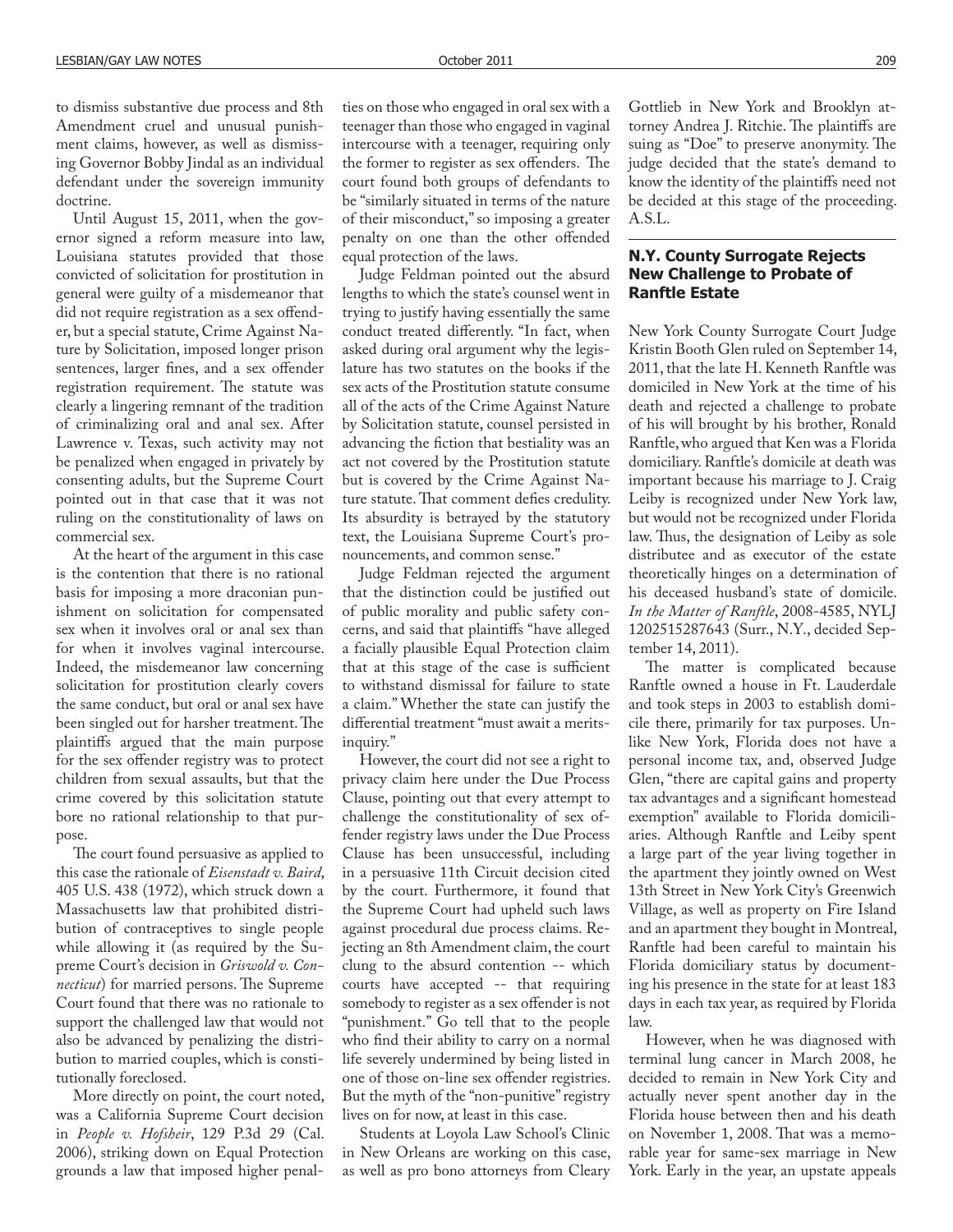to dismiss substantive due process and 8th Amendment cruel and unusual punishment claims, however, as well as dismissing Governor Bobby Jindal as an individual defendant under the sovereign immunity doctrine.

Until August 15, 2011, when the governor signed a reform measure into law, Louisiana statutes provided that those convicted of solicitation for prostitution in general were guilty of a misdemeanor that did not require registration as a sex offender, but a special statute, Crime Against Nature by Solicitation, imposed longer prison sentences, larger fines, and a sex offender registration requirement. The statute was clearly a lingering remnant of the tradition of criminalizing oral and anal sex. After Lawrence v. Texas, such activity may not be penalized when engaged in privately by consenting adults, but the Supreme Court pointed out in that case that it was not ruling on the constitutionality of laws on commercial sex.

At the heart of the argument in this case is the contention that there is no rational basis for imposing a more draconian punishment on solicitation for compensated sex when it involves oral or anal sex than for when it involves vaginal intercourse. Indeed, the misdemeanor law concerning solicitation for prostitution clearly covers the same conduct, but oral or anal sex have been singled out for harsher treatment. The plaintiffs argued that the main purpose for the sex offender registry was to protect children from sexual assaults, but that the crime covered by this solicitation statute bore no rational relationship to that purpose.

The court found persuasive as applied to this case the rationale of *Eisenstadt v. Baird*, 405 U.S. 438 (1972), which struck down a Massachusetts law that prohibited distribution of contraceptives to single people while allowing it (as required by the Supreme Court's decision in *Griswold v. Connecticut*) for married persons. The Supreme Court found that there was no rationale to support the challenged law that would not also be advanced by penalizing the distribution to married couples, which is constitutionally foreclosed.

More directly on point, the court noted, was a California Supreme Court decision in *People v. Hofsheir*, 129 P.3d 29 (Cal. 2006), striking down on Equal Protection grounds a law that imposed higher penalties on those who engaged in oral sex with a teenager than those who engaged in vaginal intercourse with a teenager, requiring only the former to register as sex offenders. The court found both groups of defendants to be "similarly situated in terms of the nature of their misconduct," so imposing a greater penalty on one than the other offended equal protection of the laws.

Judge Feldman pointed out the absurd lengths to which the state's counsel went in trying to justify having essentially the same conduct treated differently. "In fact, when asked during oral argument why the legislature has two statutes on the books if the sex acts of the Prostitution statute consume all of the acts of the Crime Against Nature by Solicitation statute, counsel persisted in advancing the fiction that bestiality was an act not covered by the Prostitution statute but is covered by the Crime Against Nature statute. That comment defies credulity. Its absurdity is betrayed by the statutory text, the Louisiana Supreme Court's pronouncements, and common sense."

Judge Feldman rejected the argument that the distinction could be justified out of public morality and public safety concerns, and said that plaintiffs "have alleged a facially plausible Equal Protection claim that at this stage of the case is sufficient to withstand dismissal for failure to state a claim." Whether the state can justify the differential treatment "must await a merits-inquiry."

However, the court did not see a right to privacy claim here under the Due Process Clause, pointing out that every attempt to challenge the constitutionality of sex offender registry laws under the Due Process Clause has been unsuccessful, including in a persuasive 11th Circuit decision cited by the court. Furthermore, it found that the Supreme Court had upheld such laws against procedural due process claims. Rejecting an 8th Amendment claim, the court clung to the absurd contention -- which courts have accepted -- that requiring somebody to register as a sex offender is not "punishment." Go tell that to the people who find their ability to carry on a normal life severely undermined by being listed in one of those on-line sex offender registries. But the myth of the "non-punitive" registry lives on for now, at least in this case.

Students at Loyola Law School's Clinic in New Orleans are working on this case, as well as pro bono attorneys from Cleary Gottlieb in New York and Brooklyn attorney Andrea J. Ritchie. The plaintiffs are suing as "Doe" to preserve anonymity. The judge decided that the state's demand to know the identity of the plaintiffs need not be decided at this stage of the proceeding. A.S.L.

## N.Y. County Surrogate Rejects New Challenge to Probate of Ranftle Estate

New York County Surrogate Court Judge Kristin Booth Glen ruled on September 14, 2011, that the late H. Kenneth Ranftle was domiciled in New York at the time of his death and rejected a challenge to probate of his will brought by his brother, Ronald Ranftle, who argued that Ken was a Florida domiciliary. Ranftle's domicile at death was important because his marriage to J. Craig Leiby is recognized under New York law, but would not be recognized under Florida law. Thus, the designation of Leiby as sole distributee and as executor of the estate theoretically hinges on a determination of his deceased husband's state of domicile. *In the Matter of Ranftle*, 2008-4585, NYLJ 1202515287643 (Surr., N.Y., decided September 14, 2011).

The matter is complicated because Ranftle owned a house in Ft. Lauderdale and took steps in 2003 to establish domicile there, primarily for tax purposes. Unlike New York, Florida does not have a personal income tax, and, observed Judge Glen, "there are capital gains and property tax advantages and a significant homestead exemption" available to Florida domiciliaries. Although Ranftle and Leiby spent a large part of the year living together in the apartment they jointly owned on West 13th Street in New York City's Greenwich Village, as well as property on Fire Island and an apartment they bought in Montreal, Ranftle had been careful to maintain his Florida domiciliary status by documenting his presence in the state for at least 183 days in each tax year, as required by Florida law.

However, when he was diagnosed with terminal lung cancer in March 2008, he decided to remain in New York City and actually never spent another day in the Florida house between then and his death on November 1, 2008. That was a memorable year for same-sex marriage in New York. Early in the year, an upstate appeals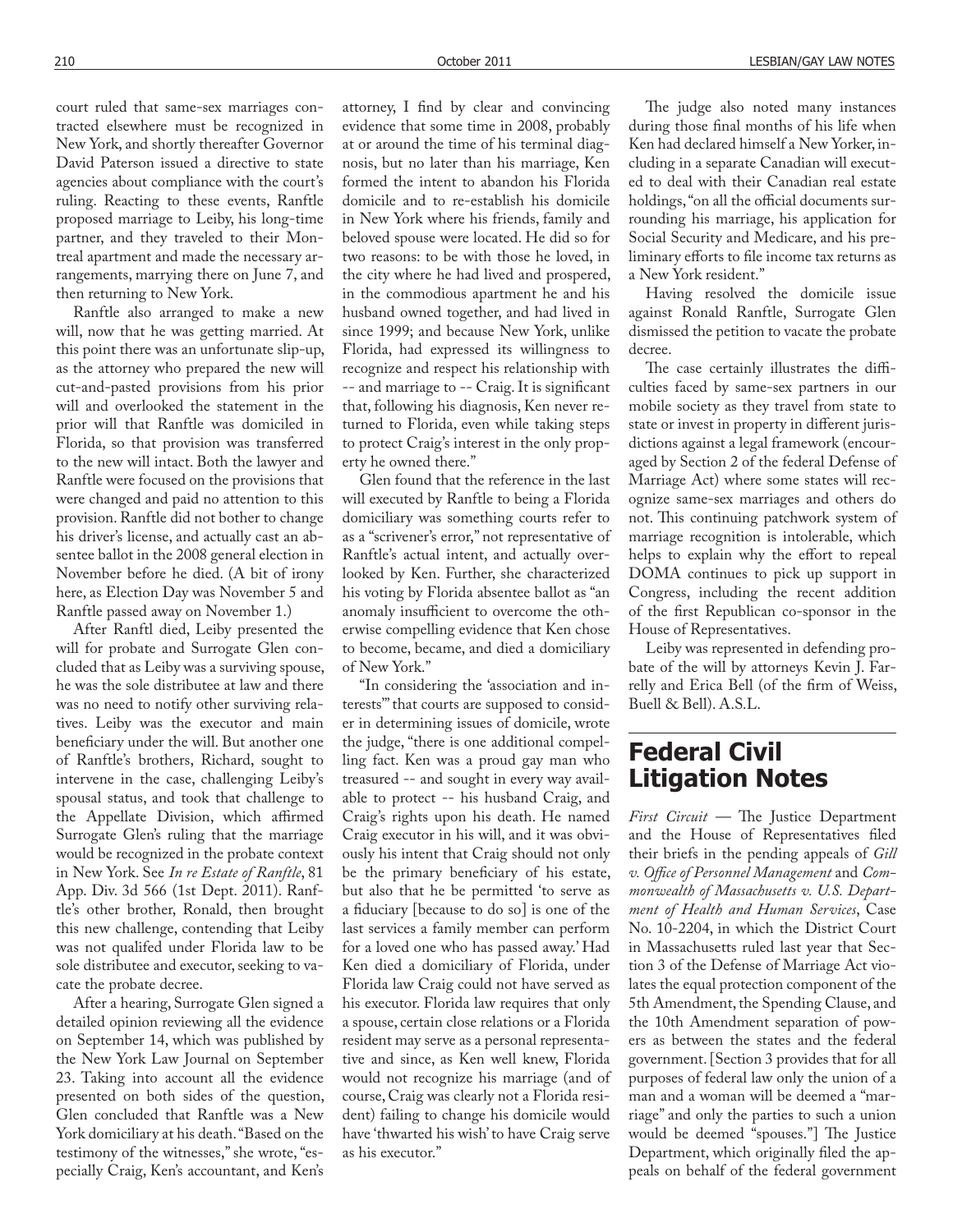court ruled that same-sex marriages contracted elsewhere must be recognized in New York, and shortly thereafter Governor David Paterson issued a directive to state agencies about compliance with the court's ruling. Reacting to these events, Ranftle proposed marriage to Leiby, his long-time partner, and they traveled to their Montreal apartment and made the necessary arrangements, marrying there on June 7, and then returning to New York.

Ranftle also arranged to make a new will, now that he was getting married. At this point there was an unfortunate slip-up, as the attorney who prepared the new will cut-and-pasted provisions from his prior will and overlooked the statement in the prior will that Ranftle was domiciled in Florida, so that provision was transferred to the new will intact. Both the lawyer and Ranftle were focused on the provisions that were changed and paid no attention to this provision. Ranftle did not bother to change his driver's license, and actually cast an absentee ballot in the 2008 general election in November before he died. (A bit of irony here, as Election Day was November 5 and Ranftle passed away on November 1.)

After Ranftl died, Leiby presented the will for probate and Surrogate Glen concluded that as Leiby was a surviving spouse, he was the sole distributee at law and there was no need to notify other surviving relatives. Leiby was the executor and main beneficiary under the will. But another one of Ranftle's brothers, Richard, sought to intervene in the case, challenging Leiby's spousal status, and took that challenge to the Appellate Division, which affirmed Surrogate Glen's ruling that the marriage would be recognized in the probate context in New York. See *In re Estate of Ranftle*, 81 App. Div. 3d 566 (1st Dept. 2011). Ranftle's other brother, Ronald, then brought this new challenge, contending that Leiby was not qualifed under Florida law to be sole distributee and executor, seeking to vacate the probate decree.

After a hearing, Surrogate Glen signed a detailed opinion reviewing all the evidence on September 14, which was published by the New York Law Journal on September 23. Taking into account all the evidence presented on both sides of the question, Glen concluded that Ranftle was a New York domiciliary at his death. "Based on the testimony of the witnesses," she wrote, "especially Craig, Ken's accountant, and Ken's attorney, I find by clear and convincing evidence that some time in 2008, probably at or around the time of his terminal diagnosis, but no later than his marriage, Ken formed the intent to abandon his Florida domicile and to re-establish his domicile in New York where his friends, family and beloved spouse were located. He did so for two reasons: to be with those he loved, in the city where he had lived and prospered, in the commodious apartment he and his husband owned together, and had lived in since 1999; and because New York, unlike Florida, had expressed its willingness to recognize and respect his relationship with -- and marriage to -- Craig. It is significant that, following his diagnosis, Ken never returned to Florida, even while taking steps to protect Craig's interest in the only property he owned there."

Glen found that the reference in the last will executed by Ranftle to being a Florida domiciliary was something courts refer to as a "scrivener's error," not representative of Ranftle's actual intent, and actually overlooked by Ken. Further, she characterized his voting by Florida absentee ballot as "an anomaly insufficient to overcome the otherwise compelling evidence that Ken chose to become, became, and died a domiciliary of New York."

"In considering the 'association and interests'" that courts are supposed to consider in determining issues of domicile, wrote the judge, "there is one additional compelling fact. Ken was a proud gay man who treasured -- and sought in every way available to protect -- his husband Craig, and Craig's rights upon his death. He named Craig executor in his will, and it was obviously his intent that Craig should not only be the primary beneficiary of his estate, but also that he be permitted 'to serve as a fiduciary [because to do so] is one of the last services a family member can perform for a loved one who has passed away.' Had Ken died a domiciliary of Florida, under Florida law Craig could not have served as his executor. Florida law requires that only a spouse, certain close relations or a Florida resident may serve as a personal representative and since, as Ken well knew, Florida would not recognize his marriage (and of course, Craig was clearly not a Florida resident) failing to change his domicile would have 'thwarted his wish' to have Craig serve as his executor."

The judge also noted many instances during those final months of his life when Ken had declared himself a New Yorker, including in a separate Canadian will executed to deal with their Canadian real estate holdings, "on all the official documents surrounding his marriage, his application for Social Security and Medicare, and his preliminary efforts to file income tax returns as a New York resident."

Having resolved the domicile issue against Ronald Ranftle, Surrogate Glen dismissed the petition to vacate the probate decree.

The case certainly illustrates the difficulties faced by same-sex partners in our mobile society as they travel from state to state or invest in property in different jurisdictions against a legal framework (encouraged by Section 2 of the federal Defense of Marriage Act) where some states will recognize same-sex marriages and others do not. This continuing patchwork system of marriage recognition is intolerable, which helps to explain why the effort to repeal DOMA continues to pick up support in Congress, including the recent addition of the first Republican co-sponsor in the House of Representatives.

Leiby was represented in defending probate of the will by attorneys Kevin J. Farrelly and Erica Bell (of the firm of Weiss, Buell & Bell). A.S.L.

# Federal Civil Litigation Notes

*First Circuit* — The Justice Department and the House of Representatives filed their briefs in the pending appeals of *Gill v. Office of Personnel Management* and *Commonwealth of Massachusetts v. U.S. Department of Health and Human Services*, Case No. 10-2204, in which the District Court in Massachusetts ruled last year that Section 3 of the Defense of Marriage Act violates the equal protection component of the 5th Amendment, the Spending Clause, and the 10th Amendment separation of powers as between the states and the federal government. [Section 3 provides that for all purposes of federal law only the union of a man and a woman will be deemed a "marriage" and only the parties to such a union would be deemed "spouses."] The Justice Department, which originally filed the appeals on behalf of the federal government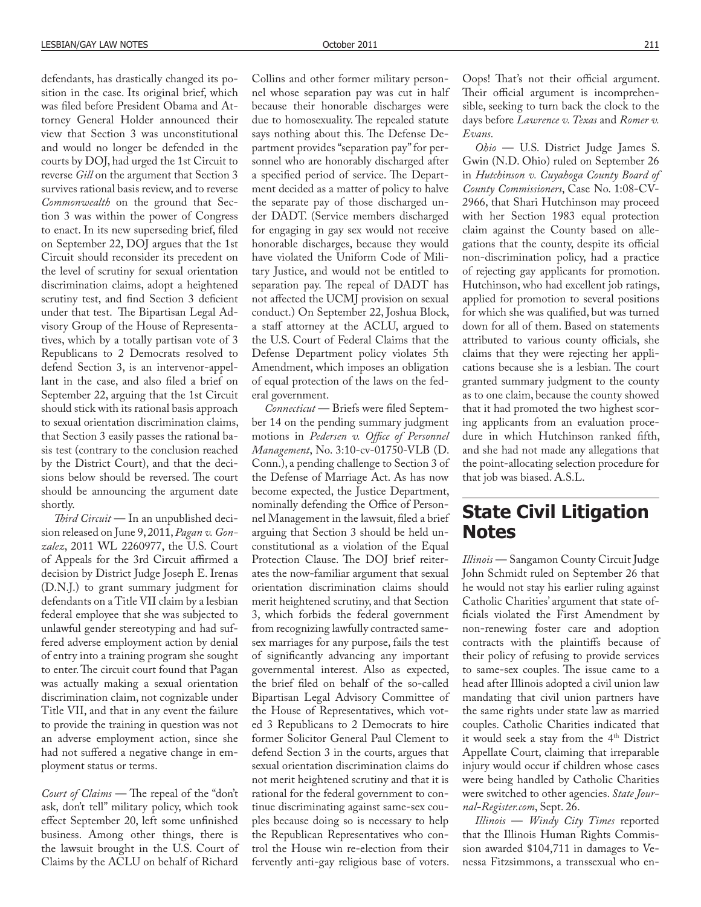defendants, has drastically changed its position in the case. Its original brief, which was filed before President Obama and Attorney General Holder announced their view that Section 3 was unconstitutional and would no longer be defended in the courts by DOJ, had urged the 1st Circuit to reverse *Gill* on the argument that Section 3 survives rational basis review, and to reverse *Commonwealth* on the ground that Section 3 was within the power of Congress to enact. In its new superseding brief, filed on September 22, DOJ argues that the 1st Circuit should reconsider its precedent on the level of scrutiny for sexual orientation discrimination claims, adopt a heightened scrutiny test, and find Section 3 deficient under that test. The Bipartisan Legal Advisory Group of the House of Representatives, which by a totally partisan vote of 3 Republicans to 2 Democrats resolved to defend Section 3, is an intervenor-appellant in the case, and also filed a brief on September 22, arguing that the 1st Circuit should stick with its rational basis approach to sexual orientation discrimination claims, that Section 3 easily passes the rational basis test (contrary to the conclusion reached by the District Court), and that the decisions below should be reversed. The court should be announcing the argument date shortly.

*Third Circuit* — In an unpublished decision released on June 9, 2011, *Pagan v. Gonzalez*, 2011 WL 2260977, the U.S. Court of Appeals for the 3rd Circuit affirmed a decision by District Judge Joseph E. Irenas (D.N.J.) to grant summary judgment for defendants on a Title VII claim by a lesbian federal employee that she was subjected to unlawful gender stereotyping and had suffered adverse employment action by denial of entry into a training program she sought to enter. The circuit court found that Pagan was actually making a sexual orientation discrimination claim, not cognizable under Title VII, and that in any event the failure to provide the training in question was not an adverse employment action, since she had not suffered a negative change in employment status or terms.

*Court of Claims* — The repeal of the "don't ask, don't tell" military policy, which took effect September 20, left some unfinished business. Among other things, there is the lawsuit brought in the U.S. Court of Claims by the ACLU on behalf of Richard Collins and other former military personnel whose separation pay was cut in half because their honorable discharges were due to homosexuality. The repealed statute says nothing about this. The Defense Department provides "separation pay" for personnel who are honorably discharged after a specified period of service. The Department decided as a matter of policy to halve the separate pay of those discharged under DADT. (Service members discharged for engaging in gay sex would not receive honorable discharges, because they would have violated the Uniform Code of Military Justice, and would not be entitled to separation pay. The repeal of DADT has not affected the UCMJ provision on sexual conduct.) On September 22, Joshua Block, a staff attorney at the ACLU, argued to the U.S. Court of Federal Claims that the Defense Department policy violates 5th Amendment, which imposes an obligation of equal protection of the laws on the federal government.

*Connecticut* — Briefs were filed September 14 on the pending summary judgment motions in *Pedersen v. Office of Personnel Management*, No. 3:10-cv-01750-VLB (D. Conn.), a pending challenge to Section 3 of the Defense of Marriage Act. As has now become expected, the Justice Department, nominally defending the Office of Personnel Management in the lawsuit, filed a brief arguing that Section 3 should be held unconstitutional as a violation of the Equal Protection Clause. The DOJ brief reiterates the now-familiar argument that sexual orientation discrimination claims should merit heightened scrutiny, and that Section 3, which forbids the federal government from recognizing lawfully contracted same-sex marriages for any purpose, fails the test of significantly advancing any important governmental interest. Also as expected, the brief filed on behalf of the so-called Bipartisan Legal Advisory Committee of the House of Representatives, which voted 3 Republicans to 2 Democrats to hire former Solicitor General Paul Clement to defend Section 3 in the courts, argues that sexual orientation discrimination claims do not merit heightened scrutiny and that it is rational for the federal government to continue discriminating against same-sex couples because doing so is necessary to help the Republican Representatives who control the House win re-election from their fervently anti-gay religious base of voters. Oops! That's not their official argument. Their official argument is incomprehensible, seeking to turn back the clock to the days before *Lawrence v. Texas* and *Romer v. Evans*.

*Ohio* — U.S. District Judge James S. Gwin (N.D. Ohio) ruled on September 26 in *Hutchinson v. Cuyahoga County Board of County Commissioners*, Case No. 1:08-CV-2966, that Shari Hutchinson may proceed with her Section 1983 equal protection claim against the County based on allegations that the county, despite its official non-discrimination policy, had a practice of rejecting gay applicants for promotion. Hutchinson, who had excellent job ratings, applied for promotion to several positions for which she was qualified, but was turned down for all of them. Based on statements attributed to various county officials, she claims that they were rejecting her applications because she is a lesbian. The court granted summary judgment to the county as to one claim, because the county showed that it had promoted the two highest scoring applicants from an evaluation procedure in which Hutchinson ranked fifth, and she had not made any allegations that the point-allocating selection procedure for that job was biased. A.S.L.

## State Civil Litigation Notes

*Illinois* — Sangamon County Circuit Judge John Schmidt ruled on September 26 that he would not stay his earlier ruling against Catholic Charities' argument that state officials violated the First Amendment by non-renewing foster care and adoption contracts with the plaintiffs because of their policy of refusing to provide services to same-sex couples. The issue came to a head after Illinois adopted a civil union law mandating that civil union partners have the same rights under state law as married couples. Catholic Charities indicated that it would seek a stay from the 4th District Appellate Court, claiming that irreparable injury would occur if children whose cases were being handled by Catholic Charities were switched to other agencies. *State Journal-Register.com*, Sept. 26.

*Illinois* — *Windy City Times* reported that the Illinois Human Rights Commission awarded $104,711 in damages to Venessa Fitzsimmons, a transsexual who en-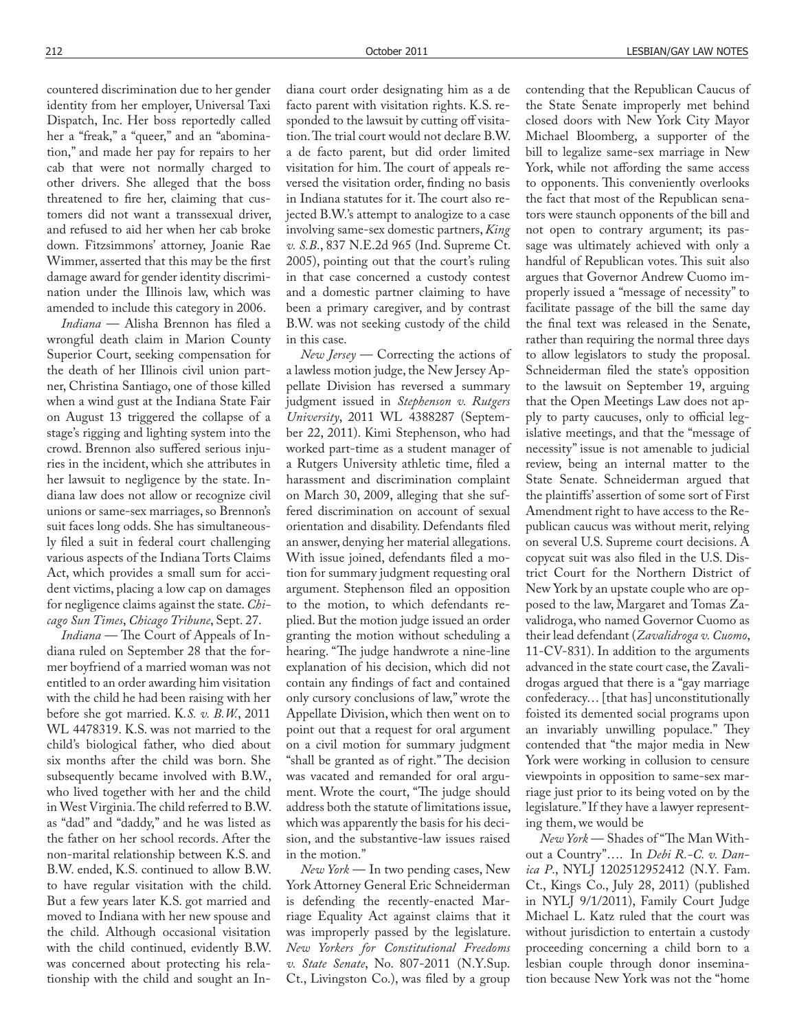countered discrimination due to her gender identity from her employer, Universal Taxi Dispatch, Inc. Her boss reportedly called her a "freak," a "queer," and an "abomination," and made her pay for repairs to her cab that were not normally charged to other drivers. She alleged that the boss threatened to fire her, claiming that customers did not want a transsexual driver, and refused to aid her when her cab broke down. Fitzsimmons' attorney, Joanie Rae Wimmer, asserted that this may be the first damage award for gender identity discrimination under the Illinois law, which was amended to include this category in 2006.

*Indiana* — Alisha Brennon has filed a wrongful death claim in Marion County Superior Court, seeking compensation for the death of her Illinois civil union partner, Christina Santiago, one of those killed when a wind gust at the Indiana State Fair on August 13 triggered the collapse of a stage's rigging and lighting system into the crowd. Brennon also suffered serious injuries in the incident, which she attributes in her lawsuit to negligence by the state. Indiana law does not allow or recognize civil unions or same-sex marriages, so Brennon's suit faces long odds. She has simultaneously filed a suit in federal court challenging various aspects of the Indiana Torts Claims Act, which provides a small sum for accident victims, placing a low cap on damages for negligence claims against the state. *Chicago Sun Times*, *Chicago Tribune*, Sept. 27.

*Indiana* — The Court of Appeals of Indiana ruled on September 28 that the former boyfriend of a married woman was not entitled to an order awarding him visitation with the child he had been raising with her before she got married. *K.S. v. B.W.*, 2011 WL 4478319. K.S. was not married to the child's biological father, who died about six months after the child was born. She subsequently became involved with B.W., who lived together with her and the child in West Virginia. The child referred to B.W. as "dad" and "daddy," and he was listed as the father on her school records. After the non-marital relationship between K.S. and B.W. ended, K.S. continued to allow B.W. to have regular visitation with the child. But a few years later K.S. got married and moved to Indiana with her new spouse and the child. Although occasional visitation with the child continued, evidently B.W. was concerned about protecting his relationship with the child and sought an Indiana court order designating him as a de facto parent with visitation rights. K.S. responded to the lawsuit by cutting off visitation. The trial court would not declare B.W. a de facto parent, but did order limited visitation for him. The court of appeals reversed the visitation order, finding no basis in Indiana statutes for it. The court also rejected B.W.'s attempt to analogize to a case involving same-sex domestic partners, *King v. S.B.*, 837 N.E.2d 965 (Ind. Supreme Ct. 2005), pointing out that the court's ruling in that case concerned a custody contest and a domestic partner claiming to have been a primary caregiver, and by contrast B.W. was not seeking custody of the child in this case.

*New Jersey* — Correcting the actions of a lawless motion judge, the New Jersey Appellate Division has reversed a summary judgment issued in *Stephenson v. Rutgers University*, 2011 WL 4388287 (September 22, 2011). Kimi Stephenson, who had worked part-time as a student manager of a Rutgers University athletic time, filed a harassment and discrimination complaint on March 30, 2009, alleging that she suffered discrimination on account of sexual orientation and disability. Defendants filed an answer, denying her material allegations. With issue joined, defendants filed a motion for summary judgment requesting oral argument. Stephenson filed an opposition to the motion, to which defendants replied. But the motion judge issued an order granting the motion without scheduling a hearing. "The judge handwrote a nine-line explanation of his decision, which did not contain any findings of fact and contained only cursory conclusions of law," wrote the Appellate Division, which then went on to point out that a request for oral argument on a civil motion for summary judgment "shall be granted as of right." The decision was vacated and remanded for oral argument. Wrote the court, "The judge should address both the statute of limitations issue, which was apparently the basis for his decision, and the substantive-law issues raised in the motion."

*New York* — In two pending cases, New York Attorney General Eric Schneiderman is defending the recently-enacted Marriage Equality Act against claims that it was improperly passed by the legislature. *New Yorkers for Constitutional Freedoms v. State Senate*, No. 807-2011 (N.Y.Sup. Ct., Livingston Co.), was filed by a group contending that the Republican Caucus of the State Senate improperly met behind closed doors with New York City Mayor Michael Bloomberg, a supporter of the bill to legalize same-sex marriage in New York, while not affording the same access to opponents. This conveniently overlooks the fact that most of the Republican senators were staunch opponents of the bill and not open to contrary argument; its passage was ultimately achieved with only a handful of Republican votes. This suit also argues that Governor Andrew Cuomo improperly issued a "message of necessity" to facilitate passage of the bill the same day the final text was released in the Senate, rather than requiring the normal three days to allow legislators to study the proposal. Schneiderman filed the state's opposition to the lawsuit on September 19, arguing that the Open Meetings Law does not apply to party caucuses, only to official legislative meetings, and that the "message of necessity" issue is not amenable to judicial review, being an internal matter to the State Senate. Schneiderman argued that the plaintiffs' assertion of some sort of First Amendment right to have access to the Republican caucus was without merit, relying on several U.S. Supreme court decisions. A copycat suit was also filed in the U.S. District Court for the Northern District of New York by an upstate couple who are opposed to the law, Margaret and Tomas Zavalidroga, who named Governor Cuomo as their lead defendant (*Zavalidroga v. Cuomo*, 11-CV-831). In addition to the arguments advanced in the state court case, the Zavalidrogas argued that there is a "gay marriage confederacy… [that has] unconstitutionally foisted its demented social programs upon an invariably unwilling populace." They contended that "the major media in New York were working in collusion to censure viewpoints in opposition to same-sex marriage just prior to its being voted on by the legislature." If they have a lawyer representing them, we would be

*New York* — Shades of "The Man Without a Country"…. In *Debi R.-C. v. Danica P.*, NYLJ 1202512952412 (N.Y. Fam. Ct., Kings Co., July 28, 2011) (published in NYLJ 9/1/2011), Family Court Judge Michael L. Katz ruled that the court was without jurisdiction to entertain a custody proceeding concerning a child born to a lesbian couple through donor insemination because New York was not the "home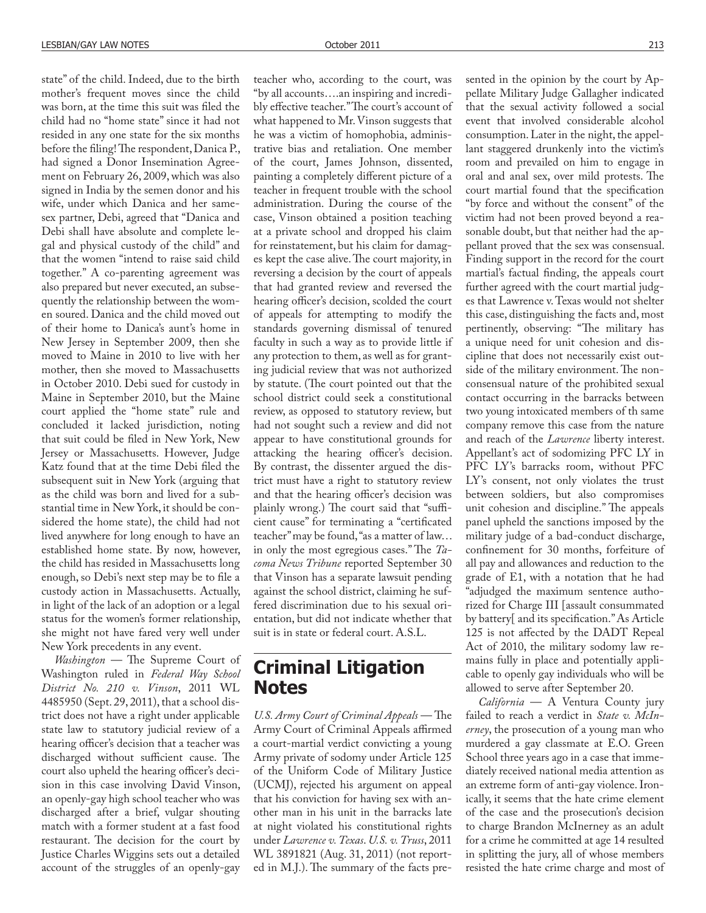state" of the child. Indeed, due to the birth mother's frequent moves since the child was born, at the time this suit was filed the child had no "home state" since it had not resided in any one state for the six months before the filing! The respondent, Danica P., had signed a Donor Insemination Agreement on February 26, 2009, which was also signed in India by the semen donor and his wife, under which Danica and her same-sex partner, Debi, agreed that "Danica and Debi shall have absolute and complete legal and physical custody of the child" and that the women "intend to raise said child together." A co-parenting agreement was also prepared but never executed, an subsequently the relationship between the women soured. Danica and the child moved out of their home to Danica's aunt's home in New Jersey in September 2009, then she moved to Maine in 2010 to live with her mother, then she moved to Massachusetts in October 2010. Debi sued for custody in Maine in September 2010, but the Maine court applied the "home state" rule and concluded it lacked jurisdiction, noting that suit could be filed in New York, New Jersey or Massachusetts. However, Judge Katz found that at the time Debi filed the subsequent suit in New York (arguing that as the child was born and lived for a substantial time in New York, it should be considered the home state), the child had not lived anywhere for long enough to have an established home state. By now, however, the child has resided in Massachusetts long enough, so Debi's next step may be to file a custody action in Massachusetts. Actually, in light of the lack of an adoption or a legal status for the women's former relationship, she might not have fared very well under New York precedents in any event.

*Washington* — The Supreme Court of Washington ruled in *Federal Way School District No. 210 v. Vinson*, 2011 WL 4485950 (Sept. 29, 2011), that a school district does not have a right under applicable state law to statutory judicial review of a hearing officer's decision that a teacher was discharged without sufficient cause. The court also upheld the hearing officer's decision in this case involving David Vinson, an openly-gay high school teacher who was discharged after a brief, vulgar shouting match with a former student at a fast food restaurant. The decision for the court by Justice Charles Wiggins sets out a detailed account of the struggles of an openly-gay teacher who, according to the court, was "by all accounts….an inspiring and incredibly effective teacher." The court's account of what happened to Mr. Vinson suggests that he was a victim of homophobia, administrative bias and retaliation. One member of the court, James Johnson, dissented, painting a completely different picture of a teacher in frequent trouble with the school administration. During the course of the case, Vinson obtained a position teaching at a private school and dropped his claim for reinstatement, but his claim for damages kept the case alive. The court majority, in reversing a decision by the court of appeals that had granted review and reversed the hearing officer's decision, scolded the court of appeals for attempting to modify the standards governing dismissal of tenured faculty in such a way as to provide little if any protection to them, as well as for granting judicial review that was not authorized by statute. (The court pointed out that the school district could seek a constitutional review, as opposed to statutory review, but had not sought such a review and did not appear to have constitutional grounds for attacking the hearing officer's decision. By contrast, the dissenter argued the district must have a right to statutory review and that the hearing officer's decision was plainly wrong.) The court said that "sufficient cause" for terminating a "certificated teacher" may be found, "as a matter of law… in only the most egregious cases." The *Tacoma News Tribune* reported September 30 that Vinson has a separate lawsuit pending against the school district, claiming he suffered discrimination due to his sexual orientation, but did not indicate whether that suit is in state or federal court. A.S.L.

# Criminal Litigation Notes

*U.S. Army Court of Criminal Appeals* — The Army Court of Criminal Appeals affirmed a court-martial verdict convicting a young Army private of sodomy under Article 125 of the Uniform Code of Military Justice (UCMJ), rejected his argument on appeal that his conviction for having sex with another man in his unit in the barracks late at night violated his constitutional rights under *Lawrence v. Texas*. *U.S. v. Truss*, 2011 WL 3891821 (Aug. 31, 2011) (not reported in M.J.). The summary of the facts presented in the opinion by the court by Appellate Military Judge Gallagher indicated that the sexual activity followed a social event that involved considerable alcohol consumption. Later in the night, the appellant staggered drunkenly into the victim's room and prevailed on him to engage in oral and anal sex, over mild protests. The court martial found that the specification "by force and without the consent" of the victim had not been proved beyond a reasonable doubt, but that neither had the appellant proved that the sex was consensual. Finding support in the record for the court martial's factual finding, the appeals court further agreed with the court martial judges that Lawrence v. Texas would not shelter this case, distinguishing the facts and, most pertinently, observing: "The military has a unique need for unit cohesion and discipline that does not necessarily exist outside of the military environment. The non-consensual nature of the prohibited sexual contact occurring in the barracks between two young intoxicated members of th same company remove this case from the nature and reach of the *Lawrence* liberty interest. Appellant's act of sodomizing PFC LY in PFC LY's barracks room, without PFC LY's consent, not only violates the trust between soldiers, but also compromises unit cohesion and discipline." The appeals panel upheld the sanctions imposed by the military judge of a bad-conduct discharge, confinement for 30 months, forfeiture of all pay and allowances and reduction to the grade of E1, with a notation that he had "adjudged the maximum sentence authorized for Charge III [assault consummated by battery[ and its specification." As Article 125 is not affected by the DADT Repeal Act of 2010, the military sodomy law remains fully in place and potentially applicable to openly gay individuals who will be allowed to serve after September 20.

*California* — A Ventura County jury failed to reach a verdict in *State v. McInerney*, the prosecution of a young man who murdered a gay classmate at E.O. Green School three years ago in a case that immediately received national media attention as an extreme form of anti-gay violence. Ironically, it seems that the hate crime element of the case and the prosecution's decision to charge Brandon McInerney as an adult for a crime he committed at age 14 resulted in splitting the jury, all of whose members resisted the hate crime charge and most of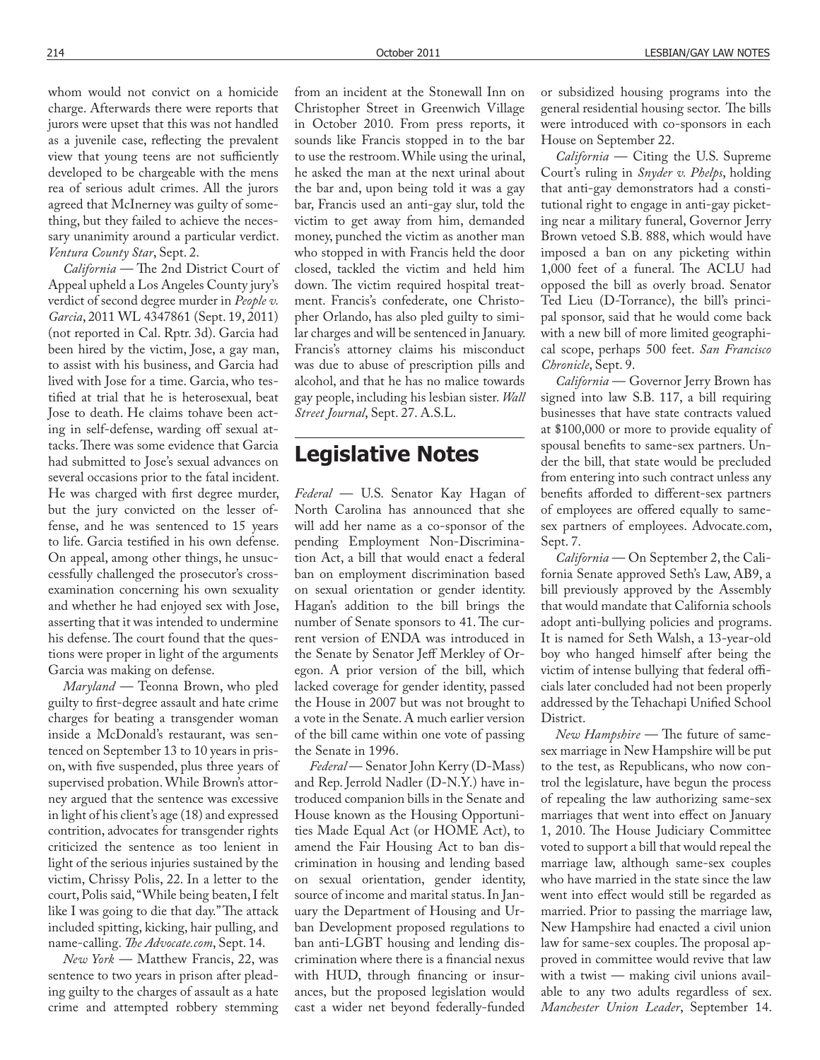whom would not convict on a homicide charge. Afterwards there were reports that jurors were upset that this was not handled as a juvenile case, reflecting the prevalent view that young teens are not sufficiently developed to be chargeable with the mens rea of serious adult crimes. All the jurors agreed that McInerney was guilty of something, but they failed to achieve the necessary unanimity around a particular verdict. *Ventura County Star*, Sept. 2.

*California* — The 2nd District Court of Appeal upheld a Los Angeles County jury's verdict of second degree murder in *People v. Garcia*, 2011 WL 4347861 (Sept. 19, 2011) (not reported in Cal. Rptr. 3d). Garcia had been hired by the victim, Jose, a gay man, to assist with his business, and Garcia had lived with Jose for a time. Garcia, who testified at trial that he is heterosexual, beat Jose to death. He claims tohave been acting in self-defense, warding off sexual attacks. There was some evidence that Garcia had submitted to Jose's sexual advances on several occasions prior to the fatal incident. He was charged with first degree murder, but the jury convicted on the lesser offense, and he was sentenced to 15 years to life. Garcia testified in his own defense. On appeal, among other things, he unsuccessfully challenged the prosecutor's cross-examination concerning his own sexuality and whether he had enjoyed sex with Jose, asserting that it was intended to undermine his defense. The court found that the questions were proper in light of the arguments Garcia was making on defense.

*Maryland* — Teonna Brown, who pled guilty to first-degree assault and hate crime charges for beating a transgender woman inside a McDonald's restaurant, was sentenced on September 13 to 10 years in prison, with five suspended, plus three years of supervised probation. While Brown's attorney argued that the sentence was excessive in light of his client's age (18) and expressed contrition, advocates for transgender rights criticized the sentence as too lenient in light of the serious injuries sustained by the victim, Chrissy Polis, 22. In a letter to the court, Polis said, "While being beaten, I felt like I was going to die that day." The attack included spitting, kicking, hair pulling, and name-calling. *The Advocate.com*, Sept. 14.

*New York* — Matthew Francis, 22, was sentence to two years in prison after pleading guilty to the charges of assault as a hate crime and attempted robbery stemming from an incident at the Stonewall Inn on Christopher Street in Greenwich Village in October 2010. From press reports, it sounds like Francis stopped in to the bar to use the restroom. While using the urinal, he asked the man at the next urinal about the bar and, upon being told it was a gay bar, Francis used an anti-gay slur, told the victim to get away from him, demanded money, punched the victim as another man who stopped in with Francis held the door closed, tackled the victim and held him down. The victim required hospital treatment. Francis's confederate, one Christopher Orlando, has also pled guilty to similar charges and will be sentenced in January. Francis's attorney claims his misconduct was due to abuse of prescription pills and alcohol, and that he has no malice towards gay people, including his lesbian sister. *Wall Street Journal*, Sept. 27. A.S.L.

## Legislative Notes

*Federal* — U.S. Senator Kay Hagan of North Carolina has announced that she will add her name as a co-sponsor of the pending Employment Non-Discrimination Act, a bill that would enact a federal ban on employment discrimination based on sexual orientation or gender identity. Hagan's addition to the bill brings the number of Senate sponsors to 41. The current version of ENDA was introduced in the Senate by Senator Jeff Merkley of Oregon. A prior version of the bill, which lacked coverage for gender identity, passed the House in 2007 but was not brought to a vote in the Senate. A much earlier version of the bill came within one vote of passing the Senate in 1996.

*Federal* — Senator John Kerry (D-Mass) and Rep. Jerrold Nadler (D-N.Y.) have introduced companion bills in the Senate and House known as the Housing Opportunities Made Equal Act (or HOME Act), to amend the Fair Housing Act to ban discrimination in housing and lending based on sexual orientation, gender identity, source of income and marital status. In January the Department of Housing and Urban Development proposed regulations to ban anti-LGBT housing and lending discrimination where there is a financial nexus with HUD, through financing or insurances, but the proposed legislation would cast a wider net beyond federally-funded or subsidized housing programs into the general residential housing sector. The bills were introduced with co-sponsors in each House on September 22.

*California* — Citing the U.S. Supreme Court's ruling in *Snyder v. Phelps*, holding that anti-gay demonstrators had a constitutional right to engage in anti-gay picketing near a military funeral, Governor Jerry Brown vetoed S.B. 888, which would have imposed a ban on any picketing within 1,000 feet of a funeral. The ACLU had opposed the bill as overly broad. Senator Ted Lieu (D-Torrance), the bill's principal sponsor, said that he would come back with a new bill of more limited geographical scope, perhaps 500 feet. *San Francisco Chronicle*, Sept. 9.

*California* — Governor Jerry Brown has signed into law S.B. 117, a bill requiring businesses that have state contracts valued at $100,000 or more to provide equality of spousal benefits to same-sex partners. Under the bill, that state would be precluded from entering into such contract unless any benefits afforded to different-sex partners of employees are offered equally to same-sex partners of employees. Advocate.com, Sept. 7.

*California* — On September 2, the California Senate approved Seth's Law, AB9, a bill previously approved by the Assembly that would mandate that California schools adopt anti-bullying policies and programs. It is named for Seth Walsh, a 13-year-old boy who hanged himself after being the victim of intense bullying that federal officials later concluded had not been properly addressed by the Tehachapi Unified School District.

*New Hampshire* — The future of same-sex marriage in New Hampshire will be put to the test, as Republicans, who now control the legislature, have begun the process of repealing the law authorizing same-sex marriages that went into effect on January 1, 2010. The House Judiciary Committee voted to support a bill that would repeal the marriage law, although same-sex couples who have married in the state since the law went into effect would still be regarded as married. Prior to passing the marriage law, New Hampshire had enacted a civil union law for same-sex couples. The proposal approved in committee would revive that law with a twist — making civil unions available to any two adults regardless of sex. *Manchester Union Leader*, September 14.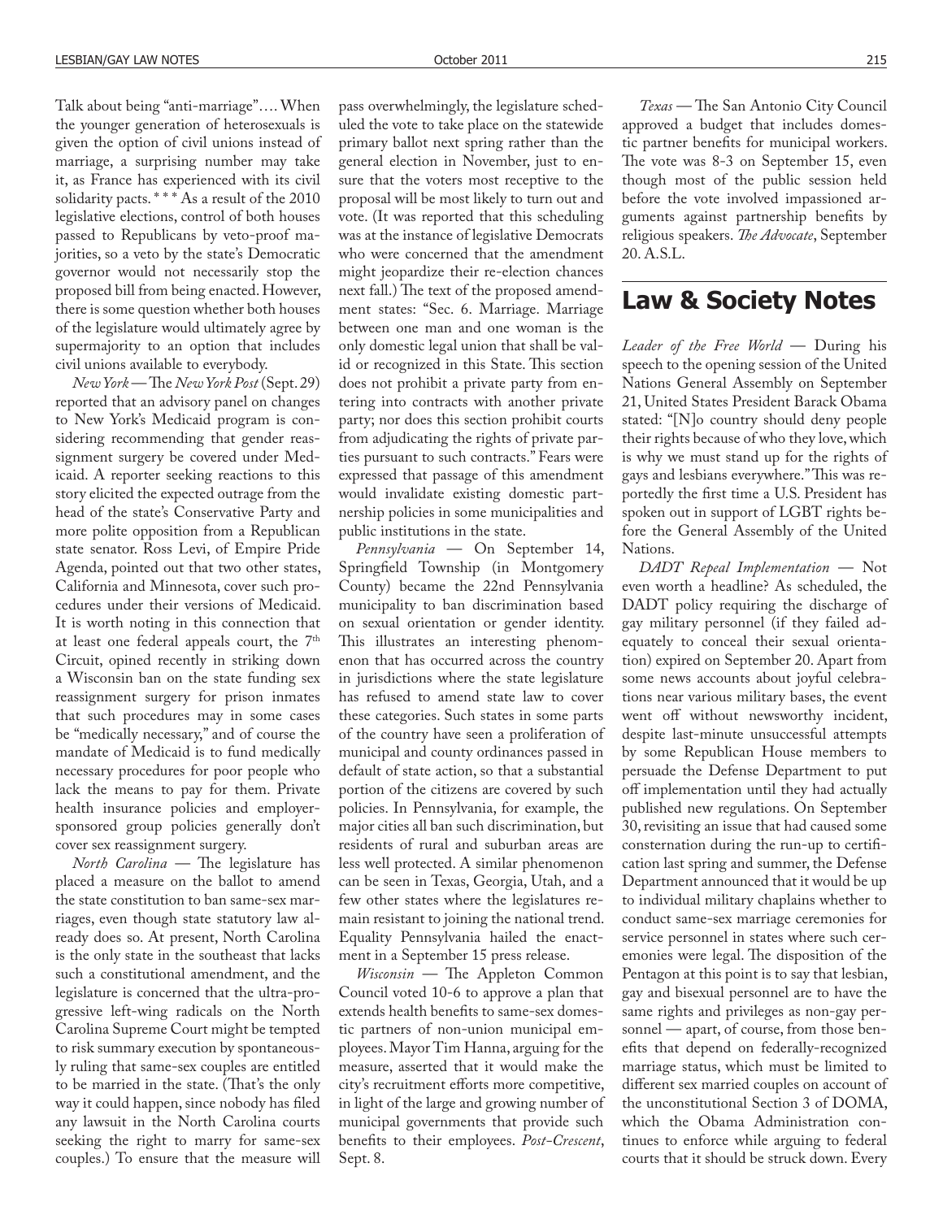Talk about being "anti-marriage"…. When the younger generation of heterosexuals is given the option of civil unions instead of marriage, a surprising number may take it, as France has experienced with its civil solidarity pacts. * * * As a result of the 2010 legislative elections, control of both houses passed to Republicans by veto-proof majorities, so a veto by the state's Democratic governor would not necessarily stop the proposed bill from being enacted. However, there is some question whether both houses of the legislature would ultimately agree by supermajority to an option that includes civil unions available to everybody.

*New York* — The *New York Post* (Sept. 29) reported that an advisory panel on changes to New York's Medicaid program is considering recommending that gender reassignment surgery be covered under Medicaid. A reporter seeking reactions to this story elicited the expected outrage from the head of the state's Conservative Party and more polite opposition from a Republican state senator. Ross Levi, of Empire Pride Agenda, pointed out that two other states, California and Minnesota, cover such procedures under their versions of Medicaid. It is worth noting in this connection that at least one federal appeals court, the 7th Circuit, opined recently in striking down a Wisconsin ban on the state funding sex reassignment surgery for prison inmates that such procedures may in some cases be "medically necessary," and of course the mandate of Medicaid is to fund medically necessary procedures for poor people who lack the means to pay for them. Private health insurance policies and employer-sponsored group policies generally don't cover sex reassignment surgery.

*North Carolina* — The legislature has placed a measure on the ballot to amend the state constitution to ban same-sex marriages, even though state statutory law already does so. At present, North Carolina is the only state in the southeast that lacks such a constitutional amendment, and the legislature is concerned that the ultra-progressive left-wing radicals on the North Carolina Supreme Court might be tempted to risk summary execution by spontaneously ruling that same-sex couples are entitled to be married in the state. (That's the only way it could happen, since nobody has filed any lawsuit in the North Carolina courts seeking the right to marry for same-sex couples.) To ensure that the measure will pass overwhelmingly, the legislature scheduled the vote to take place on the statewide primary ballot next spring rather than the general election in November, just to ensure that the voters most receptive to the proposal will be most likely to turn out and vote. (It was reported that this scheduling was at the instance of legislative Democrats who were concerned that the amendment might jeopardize their re-election chances next fall.) The text of the proposed amendment states: "Sec. 6. Marriage. Marriage between one man and one woman is the only domestic legal union that shall be valid or recognized in this State. This section does not prohibit a private party from entering into contracts with another private party; nor does this section prohibit courts from adjudicating the rights of private parties pursuant to such contracts." Fears were expressed that passage of this amendment would invalidate existing domestic partnership policies in some municipalities and public institutions in the state.

*Pennsylvania* — On September 14, Springfield Township (in Montgomery County) became the 22nd Pennsylvania municipality to ban discrimination based on sexual orientation or gender identity. This illustrates an interesting phenomenon that has occurred across the country in jurisdictions where the state legislature has refused to amend state law to cover these categories. Such states in some parts of the country have seen a proliferation of municipal and county ordinances passed in default of state action, so that a substantial portion of the citizens are covered by such policies. In Pennsylvania, for example, the major cities all ban such discrimination, but residents of rural and suburban areas are less well protected. A similar phenomenon can be seen in Texas, Georgia, Utah, and a few other states where the legislatures remain resistant to joining the national trend. Equality Pennsylvania hailed the enactment in a September 15 press release.

*Wisconsin* — The Appleton Common Council voted 10-6 to approve a plan that extends health benefits to same-sex domestic partners of non-union municipal employees. Mayor Tim Hanna, arguing for the measure, asserted that it would make the city's recruitment efforts more competitive, in light of the large and growing number of municipal governments that provide such benefits to their employees. *Post-Crescent*, Sept. 8.

*Texas* — The San Antonio City Council approved a budget that includes domestic partner benefits for municipal workers. The vote was 8-3 on September 15, even though most of the public session held before the vote involved impassioned arguments against partnership benefits by religious speakers. *The Advocate*, September 20. A.S.L.

## Law & Society Notes

*Leader of the Free World* — During his speech to the opening session of the United Nations General Assembly on September 21, United States President Barack Obama stated: "[N]o country should deny people their rights because of who they love, which is why we must stand up for the rights of gays and lesbians everywhere." This was reportedly the first time a U.S. President has spoken out in support of LGBT rights before the General Assembly of the United Nations.

*DADT Repeal Implementation* — Not even worth a headline? As scheduled, the DADT policy requiring the discharge of gay military personnel (if they failed adequately to conceal their sexual orientation) expired on September 20. Apart from some news accounts about joyful celebrations near various military bases, the event went off without newsworthy incident, despite last-minute unsuccessful attempts by some Republican House members to persuade the Defense Department to put off implementation until they had actually published new regulations. On September 30, revisiting an issue that had caused some consternation during the run-up to certification last spring and summer, the Defense Department announced that it would be up to individual military chaplains whether to conduct same-sex marriage ceremonies for service personnel in states where such ceremonies were legal. The disposition of the Pentagon at this point is to say that lesbian, gay and bisexual personnel are to have the same rights and privileges as non-gay personnel — apart, of course, from those benefits that depend on federally-recognized marriage status, which must be limited to different sex married couples on account of the unconstitutional Section 3 of DOMA, which the Obama Administration continues to enforce while arguing to federal courts that it should be struck down. Every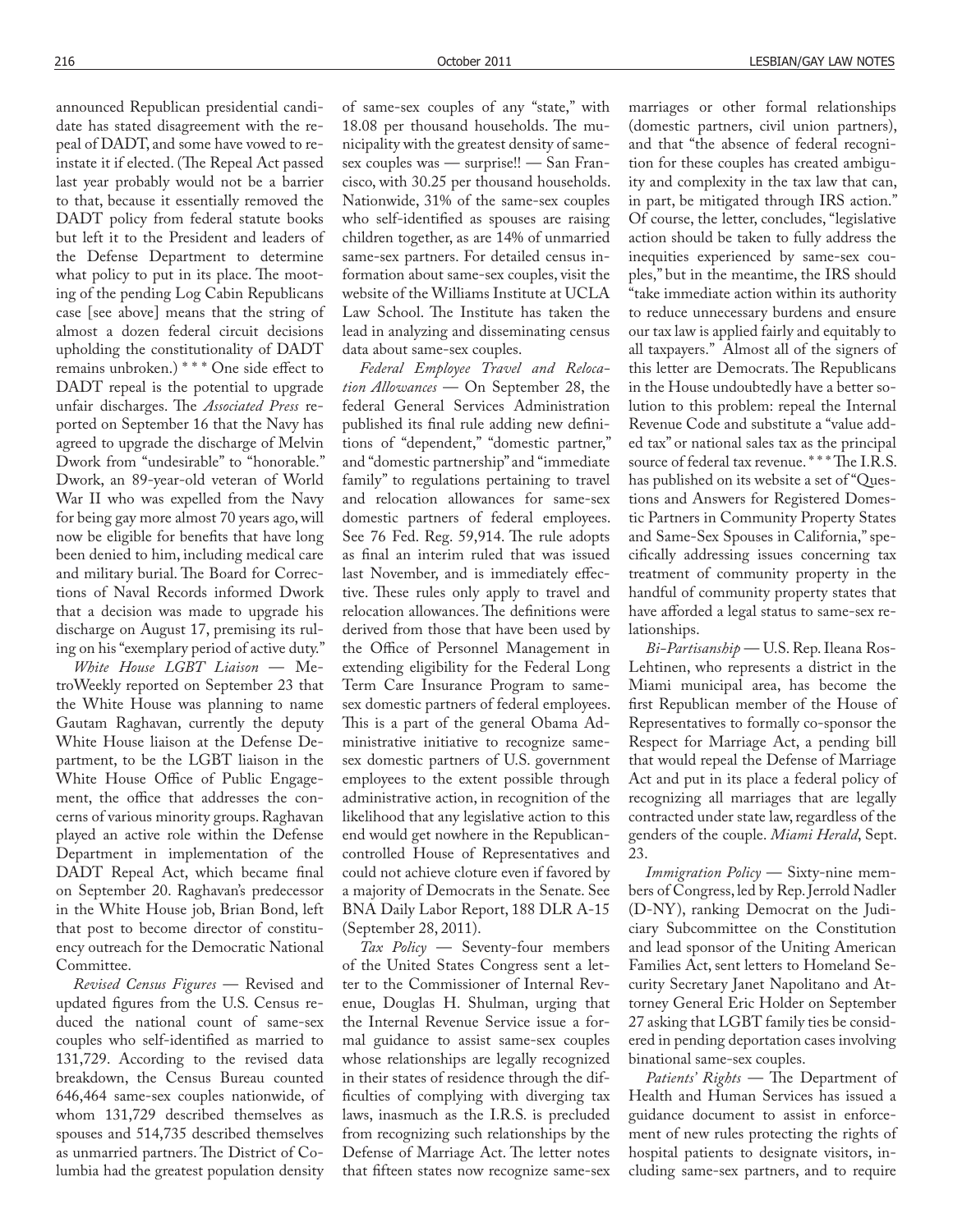announced Republican presidential candidate has stated disagreement with the repeal of DADT, and some have vowed to reinstate it if elected. (The Repeal Act passed last year probably would not be a barrier to that, because it essentially removed the DADT policy from federal statute books but left it to the President and leaders of the Defense Department to determine what policy to put in its place. The mooting of the pending Log Cabin Republicans case [see above] means that the string of almost a dozen federal circuit decisions upholding the constitutionality of DADT remains unbroken.) * * * One side effect to DADT repeal is the potential to upgrade unfair discharges. The *Associated Press* reported on September 16 that the Navy has agreed to upgrade the discharge of Melvin Dwork from "undesirable" to "honorable." Dwork, an 89-year-old veteran of World War II who was expelled from the Navy for being gay more almost 70 years ago, will now be eligible for benefits that have long been denied to him, including medical care and military burial. The Board for Corrections of Naval Records informed Dwork that a decision was made to upgrade his discharge on August 17, premising its ruling on his "exemplary period of active duty."

*White House LGBT Liaison* — MetroWeekly reported on September 23 that the White House was planning to name Gautam Raghavan, currently the deputy White House liaison at the Defense Department, to be the LGBT liaison in the White House Office of Public Engagement, the office that addresses the concerns of various minority groups. Raghavan played an active role within the Defense Department in implementation of the DADT Repeal Act, which became final on September 20. Raghavan's predecessor in the White House job, Brian Bond, left that post to become director of constituency outreach for the Democratic National Committee.

*Revised Census Figures* — Revised and updated figures from the U.S. Census reduced the national count of same-sex couples who self-identified as married to 131,729. According to the revised data breakdown, the Census Bureau counted 646,464 same-sex couples nationwide, of whom 131,729 described themselves as spouses and 514,735 described themselves as unmarried partners. The District of Columbia had the greatest population density of same-sex couples of any "state," with 18.08 per thousand households. The municipality with the greatest density of same-sex couples was — surprise!! — San Francisco, with 30.25 per thousand households. Nationwide, 31% of the same-sex couples who self-identified as spouses are raising children together, as are 14% of unmarried same-sex partners. For detailed census information about same-sex couples, visit the website of the Williams Institute at UCLA Law School. The Institute has taken the lead in analyzing and disseminating census data about same-sex couples.

*Federal Employee Travel and Relocation Allowances* — On September 28, the federal General Services Administration published its final rule adding new definitions of "dependent," "domestic partner," and "domestic partnership" and "immediate family" to regulations pertaining to travel and relocation allowances for same-sex domestic partners of federal employees. See 76 Fed. Reg. 59,914. The rule adopts as final an interim ruled that was issued last November, and is immediately effective. These rules only apply to travel and relocation allowances. The definitions were derived from those that have been used by the Office of Personnel Management in extending eligibility for the Federal Long Term Care Insurance Program to same-sex domestic partners of federal employees. This is a part of the general Obama Administration initiative to recognize same-sex domestic partners of U.S. government employees to the extent possible through administrative action, in recognition of the likelihood that any legislative action to this end would get nowhere in the Republican-controlled House of Representatives and could not achieve cloture even if favored by a majority of Democrats in the Senate. See BNA Daily Labor Report, 188 DLR A-15 (September 28, 2011).

*Tax Policy* — Seventy-four members of the United States Congress sent a letter to the Commissioner of Internal Revenue, Douglas H. Shulman, urging that the Internal Revenue Service issue a formal guidance to assist same-sex couples whose relationships are legally recognized in their states of residence through the difficulties of complying with diverging tax laws, inasmuch as the I.R.S. is precluded from recognizing such relationships by the Defense of Marriage Act. The letter notes that fifteen states now recognize same-sex marriages or other formal relationships (domestic partners, civil union partners), and that "the absence of federal recognition for these couples has created ambiguity and complexity in the tax law that can, in part, be mitigated through IRS action." Of course, the letter, concludes, "legislative action should be taken to fully address the inequities experienced by same-sex couples," but in the meantime, the IRS should "take immediate action within its authority to reduce unnecessary burdens and ensure our tax law is applied fairly and equitably to all taxpayers." Almost all of the signers of this letter are Democrats. The Republicans in the House undoubtedly have a better solution to this problem: repeal the Internal Revenue Code and substitute a "value added tax" or national sales tax as the principal source of federal tax revenue. * * * The I.R.S. has published on its website a set of "Questions and Answers for Registered Domestic Partners in Community Property States and Same-Sex Spouses in California," specifically addressing issues concerning tax treatment of community property in the handful of community property states that have afforded a legal status to same-sex relationships.

*Bi-Partisanship* — U.S. Rep. Ileana Ros-Lehtinen, who represents a district in the Miami municipal area, has become the first Republican member of the House of Representatives to formally co-sponsor the Respect for Marriage Act, a pending bill that would repeal the Defense of Marriage Act and put in its place a federal policy of recognizing all marriages that are legally contracted under state law, regardless of the genders of the couple. *Miami Herald*, Sept. 23.

*Immigration Policy* — Sixty-nine members of Congress, led by Rep. Jerrold Nadler (D-NY), ranking Democrat on the Judiciary Subcommittee on the Constitution and lead sponsor of the Uniting American Families Act, sent letters to Homeland Security Secretary Janet Napolitano and Attorney General Eric Holder on September 27 asking that LGBT family ties be considered in pending deportation cases involving binational same-sex couples.

*Patients' Rights* — The Department of Health and Human Services has issued a guidance document to assist in enforcement of new rules protecting the rights of hospital patients to designate visitors, including same-sex partners, and to require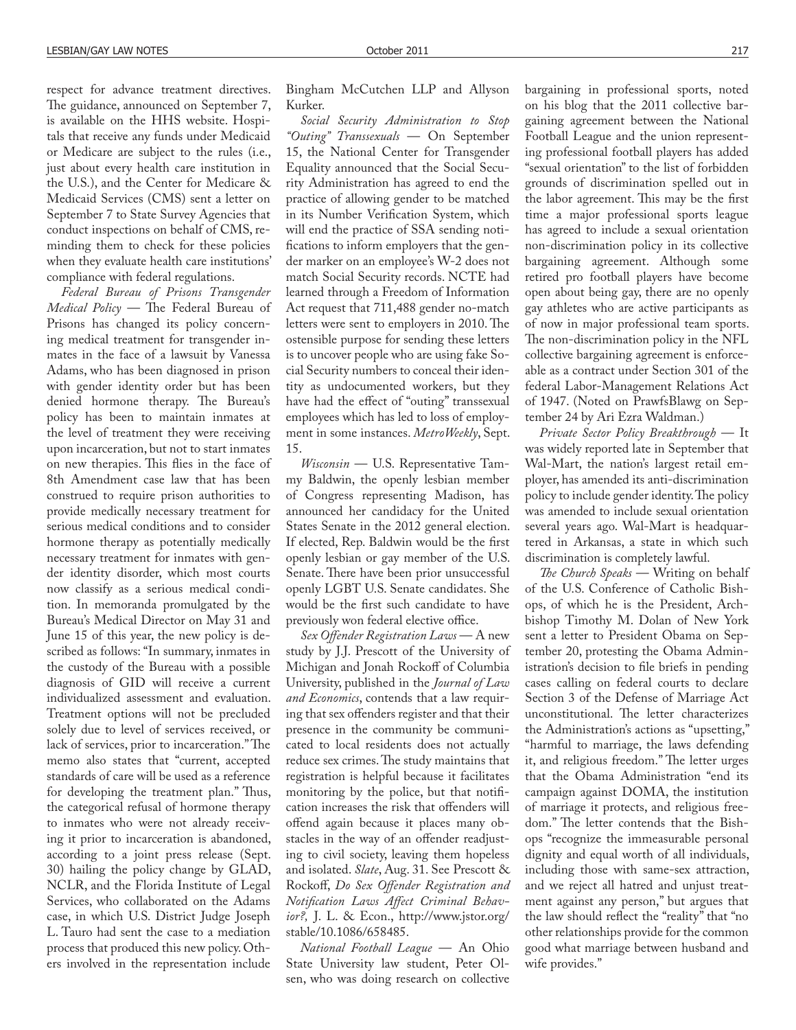respect for advance treatment directives. The guidance, announced on September 7, is available on the HHS website. Hospitals that receive any funds under Medicaid or Medicare are subject to the rules (i.e., just about every health care institution in the U.S.), and the Center for Medicare & Medicaid Services (CMS) sent a letter on September 7 to State Survey Agencies that conduct inspections on behalf of CMS, reminding them to check for these policies when they evaluate health care institutions' compliance with federal regulations.

*Federal Bureau of Prisons Transgender Medical Policy* — The Federal Bureau of Prisons has changed its policy concerning medical treatment for transgender inmates in the face of a lawsuit by Vanessa Adams, who has been diagnosed in prison with gender identity order but has been denied hormone therapy. The Bureau's policy has been to maintain inmates at the level of treatment they were receiving upon incarceration, but not to start inmates on new therapies. This flies in the face of 8th Amendment case law that has been construed to require prison authorities to provide medically necessary treatment for serious medical conditions and to consider hormone therapy as potentially medically necessary treatment for inmates with gender identity disorder, which most courts now classify as a serious medical condition. In memoranda promulgated by the Bureau's Medical Director on May 31 and June 15 of this year, the new policy is described as follows: "In summary, inmates in the custody of the Bureau with a possible diagnosis of GID will receive a current individualized assessment and evaluation. Treatment options will not be precluded solely due to level of services received, or lack of services, prior to incarceration." The memo also states that "current, accepted standards of care will be used as a reference for developing the treatment plan." Thus, the categorical refusal of hormone therapy to inmates who were not already receiving it prior to incarceration is abandoned, according to a joint press release (Sept. 30) hailing the policy change by GLAD, NCLR, and the Florida Institute of Legal Services, who collaborated on the Adams case, in which U.S. District Judge Joseph L. Tauro had sent the case to a mediation process that produced this new policy. Others involved in the representation include Bingham McCutchen LLP and Allyson Kurker.

*Social Security Administration to Stop "Outing" Transsexuals* — On September 15, the National Center for Transgender Equality announced that the Social Security Administration has agreed to end the practice of allowing gender to be matched in its Number Verification System, which will end the practice of SSA sending notifications to inform employers that the gender marker on an employee's W-2 does not match Social Security records. NCTE had learned through a Freedom of Information Act request that 711,488 gender no-match letters were sent to employers in 2010. The ostensible purpose for sending these letters is to uncover people who are using fake Social Security numbers to conceal their identity as undocumented workers, but they have had the effect of "outing" transsexual employees which has led to loss of employment in some instances. *MetroWeekly*, Sept. 15.

*Wisconsin* — U.S. Representative Tammy Baldwin, the openly lesbian member of Congress representing Madison, has announced her candidacy for the United States Senate in the 2012 general election. If elected, Rep. Baldwin would be the first openly lesbian or gay member of the U.S. Senate. There have been prior unsuccessful openly LGBT U.S. Senate candidates. She would be the first such candidate to have previously won federal elective office.

*Sex Offender Registration Laws* — A new study by J.J. Prescott of the University of Michigan and Jonah Rockoff of Columbia University, published in the *Journal of Law and Economics*, contends that a law requiring that sex offenders register and that their presence in the community be communicated to local residents does not actually reduce sex crimes. The study maintains that registration is helpful because it facilitates monitoring by the police, but that notification increases the risk that offenders will offend again because it places many obstacles in the way of an offender readjusting to civil society, leaving them hopeless and isolated. *Slate*, Aug. 31. See Prescott & Rockoff, *Do Sex Offender Registration and Notification Laws Affect Criminal Behavior?*, J. L. & Econ., http://www.jstor.org/stable/10.1086/658485.

*National Football League* — An Ohio State University law student, Peter Olsen, who was doing research on collective bargaining in professional sports, noted on his blog that the 2011 collective bargaining agreement between the National Football League and the union representing professional football players has added "sexual orientation" to the list of forbidden grounds of discrimination spelled out in the labor agreement. This may be the first time a major professional sports league has agreed to include a sexual orientation non-discrimination policy in its collective bargaining agreement. Although some retired pro football players have become open about being gay, there are no openly gay athletes who are active participants as of now in major professional team sports. The non-discrimination policy in the NFL collective bargaining agreement is enforceable as a contract under Section 301 of the federal Labor-Management Relations Act of 1947. (Noted on PrawfsBlawg on September 24 by Ari Ezra Waldman.)

*Private Sector Policy Breakthrough* — It was widely reported late in September that Wal-Mart, the nation's largest retail employer, has amended its anti-discrimination policy to include gender identity. The policy was amended to include sexual orientation several years ago. Wal-Mart is headquartered in Arkansas, a state in which such discrimination is completely lawful.

*The Church Speaks* — Writing on behalf of the U.S. Conference of Catholic Bishops, of which he is the President, Archbishop Timothy M. Dolan of New York sent a letter to President Obama on September 20, protesting the Obama Administration's decision to file briefs in pending cases calling on federal courts to declare Section 3 of the Defense of Marriage Act unconstitutional. The letter characterizes the Administration's actions as "upsetting," "harmful to marriage, the laws defending it, and religious freedom." The letter urges that the Obama Administration "end its campaign against DOMA, the institution of marriage it protects, and religious freedom." The letter contends that the Bishops "recognize the immeasurable personal dignity and equal worth of all individuals, including those with same-sex attraction, and we reject all hatred and unjust treatment against any person," but argues that the law should reflect the "reality" that "no other relationships provide for the common good what marriage between husband and wife provides."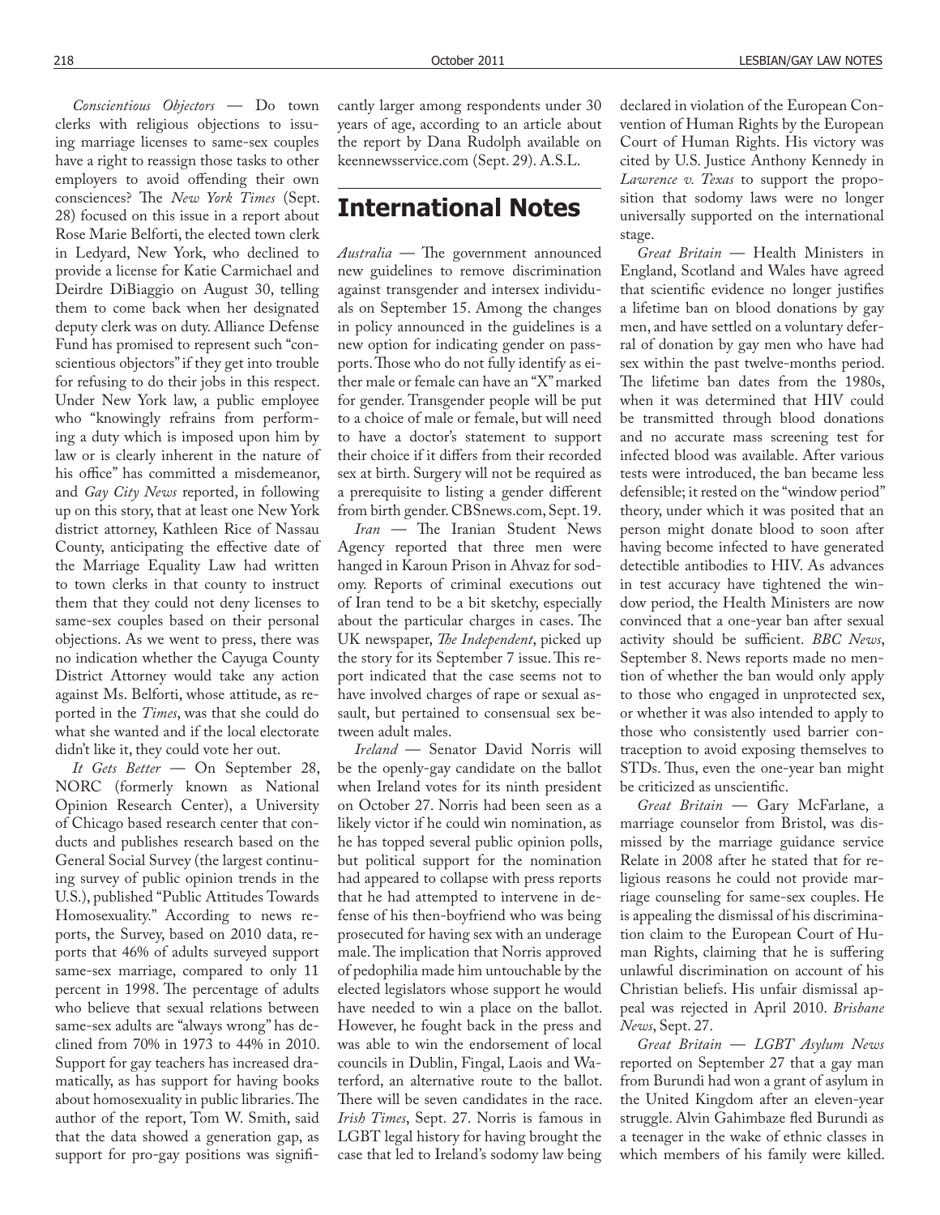*Conscientious Objectors* — Do town clerks with religious objections to issuing marriage licenses to same-sex couples have a right to reassign those tasks to other employers to avoid offending their own consciences? The *New York Times* (Sept. 28) focused on this issue in a report about Rose Marie Belforti, the elected town clerk in Ledyard, New York, who declined to provide a license for Katie Carmichael and Deirdre DiBiaggio on August 30, telling them to come back when her designated deputy clerk was on duty. Alliance Defense Fund has promised to represent such "conscientious objectors" if they get into trouble for refusing to do their jobs in this respect. Under New York law, a public employee who "knowingly refrains from performing a duty which is imposed upon him by law or is clearly inherent in the nature of his office" has committed a misdemeanor, and *Gay City News* reported, in following up on this story, that at least one New York district attorney, Kathleen Rice of Nassau County, anticipating the effective date of the Marriage Equality Law had written to town clerks in that county to instruct them that they could not deny licenses to same-sex couples based on their personal objections. As we went to press, there was no indication whether the Cayuga County District Attorney would take any action against Ms. Belforti, whose attitude, as reported in the *Times*, was that she could do what she wanted and if the local electorate didn't like it, they could vote her out.

*It Gets Better* — On September 28, NORC (formerly known as National Opinion Research Center), a University of Chicago based research center that conducts and publishes research based on the General Social Survey (the largest continuing survey of public opinion trends in the U.S.), published "Public Attitudes Towards Homosexuality." According to news reports, the Survey, based on 2010 data, reports that 46% of adults surveyed support same-sex marriage, compared to only 11 percent in 1998. The percentage of adults who believe that sexual relations between same-sex adults are "always wrong" has declined from 70% in 1973 to 44% in 2010. Support for gay teachers has increased dramatically, as has support for having books about homosexuality in public libraries. The author of the report, Tom W. Smith, said that the data showed a generation gap, as support for pro-gay positions was significantly larger among respondents under 30 years of age, according to an article about the report by Dana Rudolph available on keennewsservice.com (Sept. 29). A.S.L.

## International Notes

*Australia* — The government announced new guidelines to remove discrimination against transgender and intersex individuals on September 15. Among the changes in policy announced in the guidelines is a new option for indicating gender on passports. Those who do not fully identify as either male or female can have an "X" marked for gender. Transgender people will be put to a choice of male or female, but will need to have a doctor's statement to support their choice if it differs from their recorded sex at birth. Surgery will not be required as a prerequisite to listing a gender different from birth gender. CBSnews.com, Sept. 19.

*Iran* — The Iranian Student News Agency reported that three men were hanged in Karoun Prison in Ahvaz for sodomy. Reports of criminal executions out of Iran tend to be a bit sketchy, especially about the particular charges in cases. The UK newspaper, *The Independent*, picked up the story for its September 7 issue. This report indicated that the case seems not to have involved charges of rape or sexual assault, but pertained to consensual sex between adult males.

*Ireland* — Senator David Norris will be the openly-gay candidate on the ballot when Ireland votes for its ninth president on October 27. Norris had been seen as a likely victor if he could win nomination, as he has topped several public opinion polls, but political support for the nomination had appeared to collapse with press reports that he had attempted to intervene in defense of his then-boyfriend who was being prosecuted for having sex with an underage male. The implication that Norris approved of pedophilia made him untouchable by the elected legislators whose support he would have needed to win a place on the ballot. However, he fought back in the press and was able to win the endorsement of local councils in Dublin, Fingal, Laois and Waterford, an alternative route to the ballot. There will be seven candidates in the race. *Irish Times*, Sept. 27. Norris is famous in LGBT legal history for having brought the case that led to Ireland's sodomy law being declared in violation of the European Convention of Human Rights by the European Court of Human Rights. His victory was cited by U.S. Justice Anthony Kennedy in *Lawrence v. Texas* to support the proposition that sodomy laws were no longer universally supported on the international stage.

*Great Britain* — Health Ministers in England, Scotland and Wales have agreed that scientific evidence no longer justifies a lifetime ban on blood donations by gay men, and have settled on a voluntary deferral of donation by gay men who have had sex within the past twelve-months period. The lifetime ban dates from the 1980s, when it was determined that HIV could be transmitted through blood donations and no accurate mass screening test for infected blood was available. After various tests were introduced, the ban became less defensible; it rested on the "window period" theory, under which it was posited that an person might donate blood to soon after having become infected to have generated detectible antibodies to HIV. As advances in test accuracy have tightened the window period, the Health Ministers are now convinced that a one-year ban after sexual activity should be sufficient. *BBC News*, September 8. News reports made no mention of whether the ban would only apply to those who engaged in unprotected sex, or whether it was also intended to apply to those who consistently used barrier contraception to avoid exposing themselves to STDs. Thus, even the one-year ban might be criticized as unscientific.

*Great Britain* — Gary McFarlane, a marriage counselor from Bristol, was dismissed by the marriage guidance service Relate in 2008 after he stated that for religious reasons he could not provide marriage counseling for same-sex couples. He is appealing the dismissal of his discrimination claim to the European Court of Human Rights, claiming that he is suffering unlawful discrimination on account of his Christian beliefs. His unfair dismissal appeal was rejected in April 2010. *Brisbane News*, Sept. 27.

*Great Britain* — *LGBT Asylum News* reported on September 27 that a gay man from Burundi had won a grant of asylum in the United Kingdom after an eleven-year struggle. Alvin Gahimbaze fled Burundi as a teenager in the wake of ethnic classes in which members of his family were killed.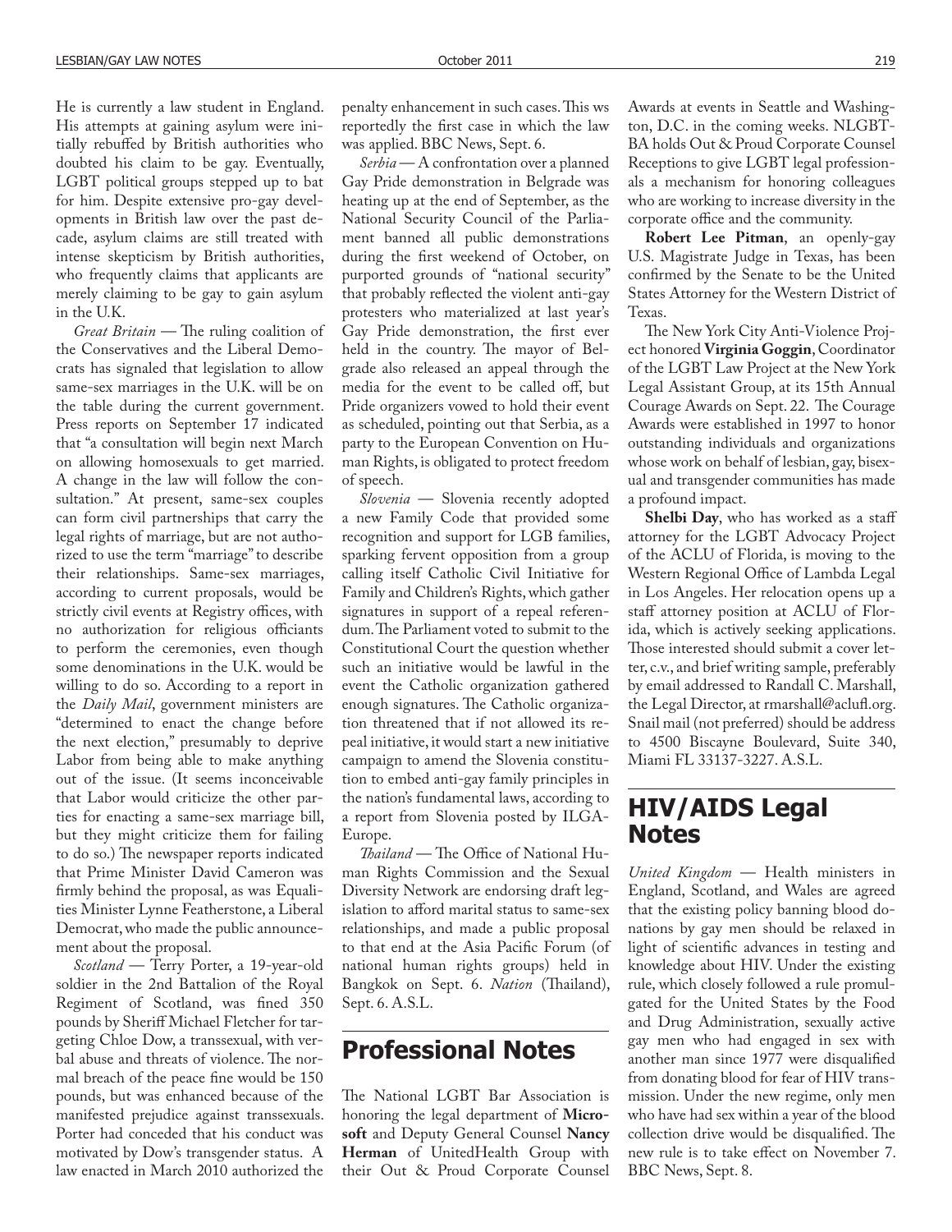He is currently a law student in England. His attempts at gaining asylum were initially rebuffed by British authorities who doubted his claim to be gay. Eventually, LGBT political groups stepped up to bat for him. Despite extensive pro-gay developments in British law over the past decade, asylum claims are still treated with intense skepticism by British authorities, who frequently claims that applicants are merely claiming to be gay to gain asylum in the U.K.

*Great Britain* — The ruling coalition of the Conservatives and the Liberal Democrats has signaled that legislation to allow same-sex marriages in the U.K. will be on the table during the current government. Press reports on September 17 indicated that "a consultation will begin next March on allowing homosexuals to get married. A change in the law will follow the consultation." At present, same-sex couples can form civil partnerships that carry the legal rights of marriage, but are not authorized to use the term "marriage" to describe their relationships. Same-sex marriages, according to current proposals, would be strictly civil events at Registry offices, with no authorization for religious officiants to perform the ceremonies, even though some denominations in the U.K. would be willing to do so. According to a report in the *Daily Mail*, government ministers are "determined to enact the change before the next election," presumably to deprive Labor from being able to make anything out of the issue. (It seems inconceivable that Labor would criticize the other parties for enacting a same-sex marriage bill, but they might criticize them for failing to do so.) The newspaper reports indicated that Prime Minister David Cameron was firmly behind the proposal, as was Equalities Minister Lynne Featherstone, a Liberal Democrat, who made the public announcement about the proposal.

*Scotland* — Terry Porter, a 19-year-old soldier in the 2nd Battalion of the Royal Regiment of Scotland, was fined 350 pounds by Sheriff Michael Fletcher for targeting Chloe Dow, a transsexual, with verbal abuse and threats of violence. The normal breach of the peace fine would be 150 pounds, but was enhanced because of the manifested prejudice against transsexuals. Porter had conceded that his conduct was motivated by Dow's transgender status. A law enacted in March 2010 authorized the penalty enhancement in such cases. This ws reportedly the first case in which the law was applied. BBC News, Sept. 6.

*Serbia* — A confrontation over a planned Gay Pride demonstration in Belgrade was heating up at the end of September, as the National Security Council of the Parliament banned all public demonstrations during the first weekend of October, on purported grounds of "national security" that probably reflected the violent anti-gay protesters who materialized at last year's Gay Pride demonstration, the first ever held in the country. The mayor of Belgrade also released an appeal through the media for the event to be called off, but Pride organizers vowed to hold their event as scheduled, pointing out that Serbia, as a party to the European Convention on Human Rights, is obligated to protect freedom of speech.

*Slovenia* — Slovenia recently adopted a new Family Code that provided some recognition and support for LGB families, sparking fervent opposition from a group calling itself Catholic Civil Initiative for Family and Children's Rights, which gather signatures in support of a repeal referendum. The Parliament voted to submit to the Constitutional Court the question whether such an initiative would be lawful in the event the Catholic organization gathered enough signatures. The Catholic organization threatened that if not allowed its repeal initiative, it would start a new initiative campaign to amend the Slovenia constitution to embed anti-gay family principles in the nation's fundamental laws, according to a report from Slovenia posted by ILGA-Europe.

*Thailand* — The Office of National Human Rights Commission and the Sexual Diversity Network are endorsing draft legislation to afford marital status to same-sex relationships, and made a public proposal to that end at the Asia Pacific Forum (of national human rights groups) held in Bangkok on Sept. 6. *Nation* (Thailand), Sept. 6. A.S.L.

## Professional Notes

The National LGBT Bar Association is honoring the legal department of **Microsoft** and Deputy General Counsel **Nancy Herman** of UnitedHealth Group with their Out & Proud Corporate Counsel Awards at events in Seattle and Washington, D.C. in the coming weeks. NLGBT-BA holds Out & Proud Corporate Counsel Receptions to give LGBT legal professionals a mechanism for honoring colleagues who are working to increase diversity in the corporate office and the community.

**Robert Lee Pitman**, an openly-gay U.S. Magistrate Judge in Texas, has been confirmed by the Senate to be the United States Attorney for the Western District of Texas.

The New York City Anti-Violence Project honored **Virginia Goggin**, Coordinator of the LGBT Law Project at the New York Legal Assistant Group, at its 15th Annual Courage Awards on Sept. 22. The Courage Awards were established in 1997 to honor outstanding individuals and organizations whose work on behalf of lesbian, gay, bisexual and transgender communities has made a profound impact.

**Shelbi Day**, who has worked as a staff attorney for the LGBT Advocacy Project of the ACLU of Florida, is moving to the Western Regional Office of Lambda Legal in Los Angeles. Her relocation opens up a staff attorney position at ACLU of Florida, which is actively seeking applications. Those interested should submit a cover letter, c.v., and brief writing sample, preferably by email addressed to Randall C. Marshall, the Legal Director, at rmarshall@aclufl.org. Snail mail (not preferred) should be address to 4500 Biscayne Boulevard, Suite 340, Miami FL 33137-3227. A.S.L.

## HIV/AIDS Legal Notes

*United Kingdom* — Health ministers in England, Scotland, and Wales are agreed that the existing policy banning blood donations by gay men should be relaxed in light of scientific advances in testing and knowledge about HIV. Under the existing rule, which closely followed a rule promulgated for the United States by the Food and Drug Administration, sexually active gay men who had engaged in sex with another man since 1977 were disqualified from donating blood for fear of HIV transmission. Under the new regime, only men who have had sex within a year of the blood collection drive would be disqualified. The new rule is to take effect on November 7. BBC News, Sept. 8.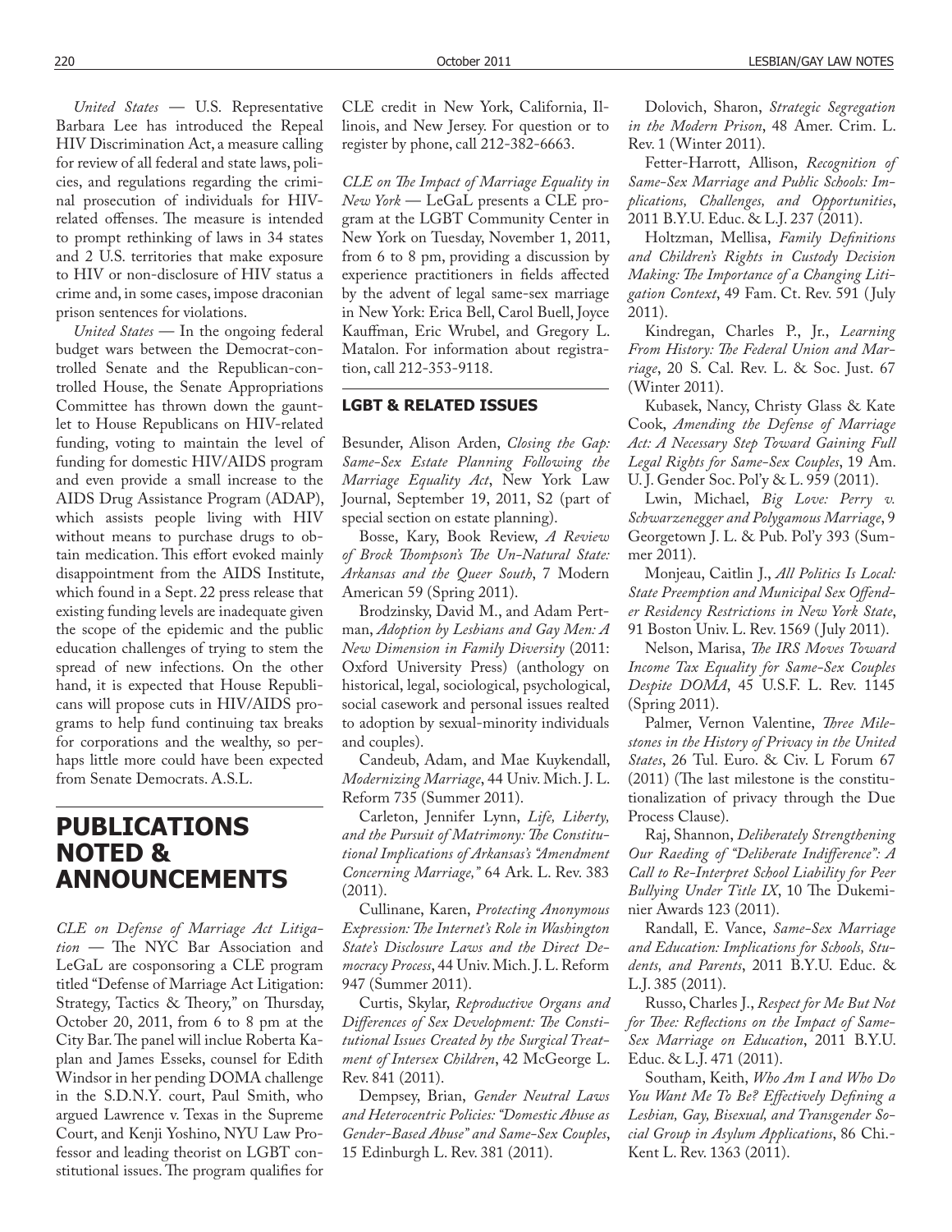*United States* — U.S. Representative Barbara Lee has introduced the Repeal HIV Discrimination Act, a measure calling for review of all federal and state laws, policies, and regulations regarding the criminal prosecution of individuals for HIV-related offenses. The measure is intended to prompt rethinking of laws in 34 states and 2 U.S. territories that make exposure to HIV or non-disclosure of HIV status a crime and, in some cases, impose draconian prison sentences for violations.

*United States* — In the ongoing federal budget wars between the Democrat-controlled Senate and the Republican-controlled House, the Senate Appropriations Committee has thrown down the gauntlet to House Republicans on HIV-related funding, voting to maintain the level of funding for domestic HIV/AIDS program and even provide a small increase to the AIDS Drug Assistance Program (ADAP), which assists people living with HIV without means to purchase drugs to obtain medication. This effort evoked mainly disappointment from the AIDS Institute, which found in a Sept. 22 press release that existing funding levels are inadequate given the scope of the epidemic and the public education challenges of trying to stem the spread of new infections. On the other hand, it is expected that House Republicans will propose cuts in HIV/AIDS programs to help fund continuing tax breaks for corporations and the wealthy, so perhaps little more could have been expected from Senate Democrats. A.S.L.

# PUBLICATIONS NOTED & ANNOUNCEMENTS

*CLE on Defense of Marriage Act Litigation* — The NYC Bar Association and LeGaL are cosponsoring a CLE program titled "Defense of Marriage Act Litigation: Strategy, Tactics & Theory," on Thursday, October 20, 2011, from 6 to 8 pm at the City Bar. The panel will inclue Roberta Kaplan and James Esseks, counsel for Edith Windsor in her pending DOMA challenge in the S.D.N.Y. court, Paul Smith, who argued Lawrence v. Texas in the Supreme Court, and Kenji Yoshino, NYU Law Professor and leading theorist on LGBT constitutional issues. The program qualifies for CLE credit in New York, California, Illinois, and New Jersey. For question or to register by phone, call 212-382-6663.

*CLE on The Impact of Marriage Equality in New York* — LeGaL presents a CLE program at the LGBT Community Center in New York on Tuesday, November 1, 2011, from 6 to 8 pm, providing a discussion by experience practitioners in fields affected by the advent of legal same-sex marriage in New York: Erica Bell, Carol Buell, Joyce Kauffman, Eric Wrubel, and Gregory L. Matalon. For information about registration, call 212-353-9118.

## LGBT & RELATED ISSUES

Besunder, Alison Arden, *Closing the Gap: Same-Sex Estate Planning Following the Marriage Equality Act*, New York Law Journal, September 19, 2011, S2 (part of special section on estate planning).

Bosse, Kary, Book Review, *A Review of Brock Thompson's The Un-Natural State: Arkansas and the Queer South*, 7 Modern American 59 (Spring 2011).

Brodzinsky, David M., and Adam Pertman, *Adoption by Lesbians and Gay Men: A New Dimension in Family Diversity* (2011: Oxford University Press) (anthology on historical, legal, sociological, psychological, social casework and personal issues realted to adoption by sexual-minority individuals and couples).

Candeub, Adam, and Mae Kuykendall, *Modernizing Marriage*, 44 Univ. Mich. J. L. Reform 735 (Summer 2011).

Carleton, Jennifer Lynn, *Life, Liberty, and the Pursuit of Matrimony: The Constitutional Implications of Arkansas's "Amendment Concerning Marriage,"* 64 Ark. L. Rev. 383 (2011).

Cullinane, Karen, *Protecting Anonymous Expression: The Internet's Role in Washington State's Disclosure Laws and the Direct Democracy Process*, 44 Univ. Mich. J. L. Reform 947 (Summer 2011).

Curtis, Skylar, *Reproductive Organs and Differences of Sex Development: The Constitutional Issues Created by the Surgical Treatment of Intersex Children*, 42 McGeorge L. Rev. 841 (2011).

Dempsey, Brian, *Gender Neutral Laws and Heterocentric Policies: "Domestic Abuse as Gender-Based Abuse" and Same-Sex Couples*, 15 Edinburgh L. Rev. 381 (2011).

Dolovich, Sharon, *Strategic Segregation in the Modern Prison*, 48 Amer. Crim. L. Rev. 1 (Winter 2011).

Fetter-Harrott, Allison, *Recognition of Same-Sex Marriage and Public Schools: Implications, Challenges, and Opportunities*, 2011 B.Y.U. Educ. & L.J. 237 (2011).

Holtzman, Mellisa, *Family Definitions and Children's Rights in Custody Decision Making: The Importance of a Changing Litigation Context*, 49 Fam. Ct. Rev. 591 (July 2011).

Kindregan, Charles P., Jr., *Learning From History: The Federal Union and Marriage*, 20 S. Cal. Rev. L. & Soc. Just. 67 (Winter 2011).

Kubasek, Nancy, Christy Glass & Kate Cook, *Amending the Defense of Marriage Act: A Necessary Step Toward Gaining Full Legal Rights for Same-Sex Couples*, 19 Am. U. J. Gender Soc. Pol'y & L. 959 (2011).

Lwin, Michael, *Big Love: Perry v. Schwarzenegger and Polygamous Marriage*, 9 Georgetown J. L. & Pub. Pol'y 393 (Summer 2011).

Monjeau, Caitlin J., *All Politics Is Local: State Preemption and Municipal Sex Offender Residency Restrictions in New York State*, 91 Boston Univ. L. Rev. 1569 (July 2011).

Nelson, Marisa, *The IRS Moves Toward Income Tax Equality for Same-Sex Couples Despite DOMA*, 45 U.S.F. L. Rev. 1145 (Spring 2011).

Palmer, Vernon Valentine, *Three Milestones in the History of Privacy in the United States*, 26 Tul. Euro. & Civ. L Forum 67 (2011) (The last milestone is the constitutionalization of privacy through the Due Process Clause).

Raj, Shannon, *Deliberately Strengthening Our Raeding of "Deliberate Indifference": A Call to Re-Interpret School Liability for Peer Bullying Under Title IX*, 10 The Dukeminier Awards 123 (2011).

Randall, E. Vance, *Same-Sex Marriage and Education: Implications for Schools, Students, and Parents*, 2011 B.Y.U. Educ. & L.J. 385 (2011).

Russo, Charles J., *Respect for Me But Not for Thee: Reflections on the Impact of Same-Sex Marriage on Education*, 2011 B.Y.U. Educ. & L.J. 471 (2011).

Southam, Keith, *Who Am I and Who Do You Want Me To Be? Effectively Defining a Lesbian, Gay, Bisexual, and Transgender Social Group in Asylum Applications*, 86 Chi.-Kent L. Rev. 1363 (2011).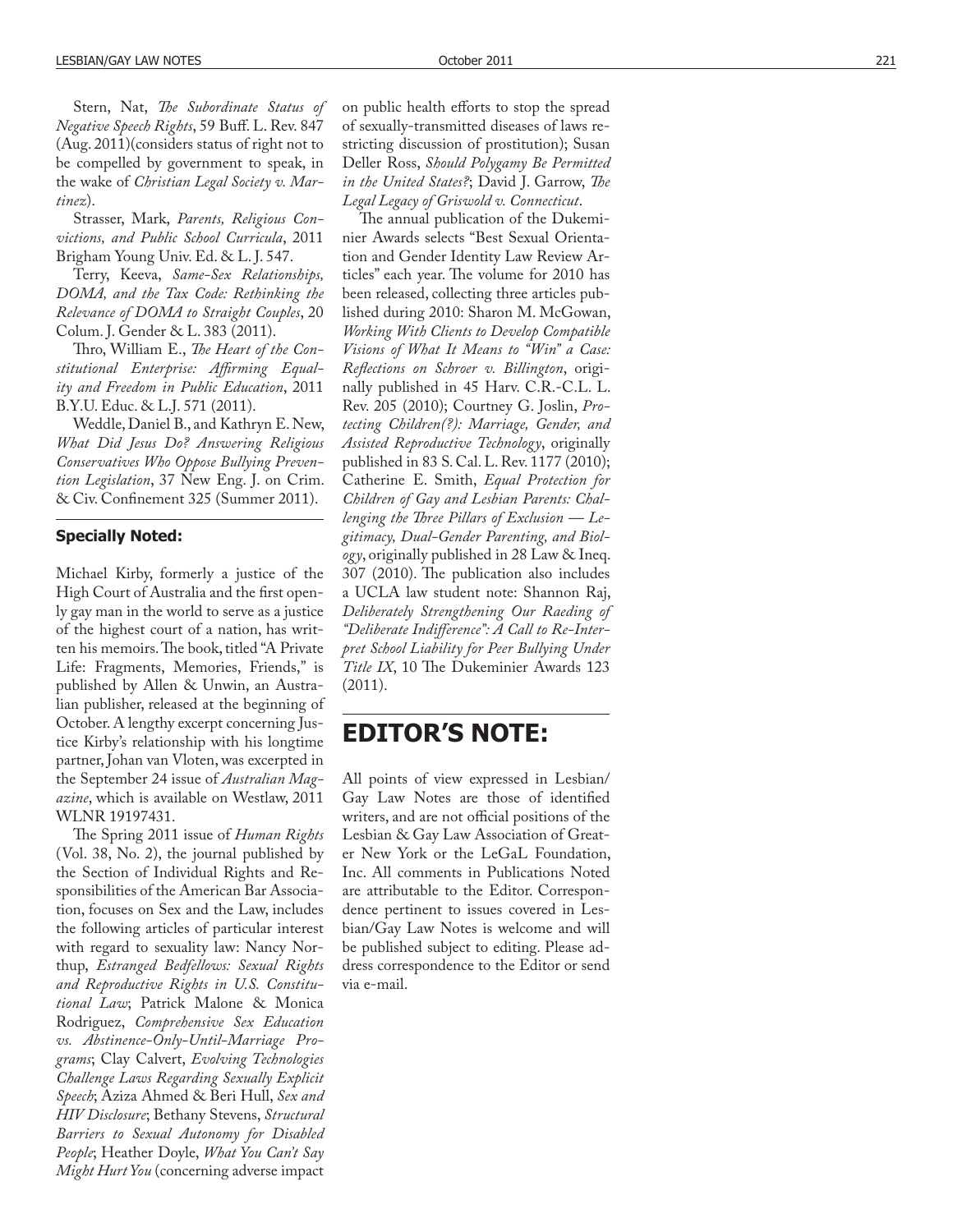Stern, Nat, *The Subordinate Status of Negative Speech Rights*, 59 Buff. L. Rev. 847 (Aug. 2011)(considers status of right not to be compelled by government to speak, in the wake of *Christian Legal Society v. Martinez*).

Strasser, Mark, *Parents, Religious Convictions, and Public School Curricula*, 2011 Brigham Young Univ. Ed. & L. J. 547.

Terry, Keeva, *Same-Sex Relationships, DOMA, and the Tax Code: Rethinking the Relevance of DOMA to Straight Couples*, 20 Colum. J. Gender & L. 383 (2011).

Thro, William E., *The Heart of the Constitutional Enterprise: Affirming Equality and Freedom in Public Education*, 2011 B.Y.U. Educ. & L.J. 571 (2011).

Weddle, Daniel B., and Kathryn E. New, *What Did Jesus Do? Answering Religious Conservatives Who Oppose Bullying Prevention Legislation*, 37 New Eng. J. on Crim. & Civ. Confinement 325 (Summer 2011).

### Specially Noted:

Michael Kirby, formerly a justice of the High Court of Australia and the first openly gay man in the world to serve as a justice of the highest court of a nation, has written his memoirs. The book, titled "A Private Life: Fragments, Memories, Friends," is published by Allen & Unwin, an Australian publisher, released at the beginning of October. A lengthy excerpt concerning Justice Kirby's relationship with his longtime partner, Johan van Vloten, was excerpted in the September 24 issue of *Australian Magazine*, which is available on Westlaw, 2011 WLNR 19197431.

The Spring 2011 issue of *Human Rights* (Vol. 38, No. 2), the journal published by the Section of Individual Rights and Responsibilities of the American Bar Association, focuses on Sex and the Law, includes the following articles of particular interest with regard to sexuality law: Nancy Northup, *Estranged Bedfellows: Sexual Rights and Reproductive Rights in U.S. Constitutional Law*; Patrick Malone & Monica Rodriguez, *Comprehensive Sex Education vs. Abstinence-Only-Until-Marriage Programs*; Clay Calvert, *Evolving Technologies Challenge Laws Regarding Sexually Explicit Speech*; Aziza Ahmed & Beri Hull, *Sex and HIV Disclosure*; Bethany Stevens, *Structural Barriers to Sexual Autonomy for Disabled People*; Heather Doyle, *What You Can't Say Might Hurt You* (concerning adverse impact on public health efforts to stop the spread of sexually-transmitted diseases of laws restricting discussion of prostitution); Susan Deller Ross, *Should Polygamy Be Permitted in the United States?*; David J. Garrow, *The Legal Legacy of Griswold v. Connecticut*.

The annual publication of the Dukeminier Awards selects "Best Sexual Orientation and Gender Identity Law Review Articles" each year. The volume for 2010 has been released, collecting three articles published during 2010: Sharon M. McGowan, *Working With Clients to Develop Compatible Visions of What It Means to "Win" a Case: Reflections on Schroer v. Billington*, originally published in 45 Harv. C.R.-C.L. L. Rev. 205 (2010); Courtney G. Joslin, *Protecting Children(?): Marriage, Gender, and Assisted Reproductive Technology*, originally published in 83 S. Cal. L. Rev. 1177 (2010); Catherine E. Smith, *Equal Protection for Children of Gay and Lesbian Parents: Challenging the Three Pillars of Exclusion — Legitimacy, Dual-Gender Parenting, and Biology*, originally published in 28 Law & Ineq. 307 (2010). The publication also includes a UCLA law student note: Shannon Raj, *Deliberately Strengthening Our Raeding of "Deliberate Indifference": A Call to Re-Interpret School Liability for Peer Bullying Under Title IX*, 10 The Dukeminier Awards 123 (2011).

## EDITOR'S NOTE:

All points of view expressed in Lesbian/Gay Law Notes are those of identified writers, and are not official positions of the Lesbian & Gay Law Association of Greater New York or the LeGaL Foundation, Inc. All comments in Publications Noted are attributable to the Editor. Correspondence pertinent to issues covered in Lesbian/Gay Law Notes is welcome and will be published subject to editing. Please address correspondence to the Editor or send via e-mail.